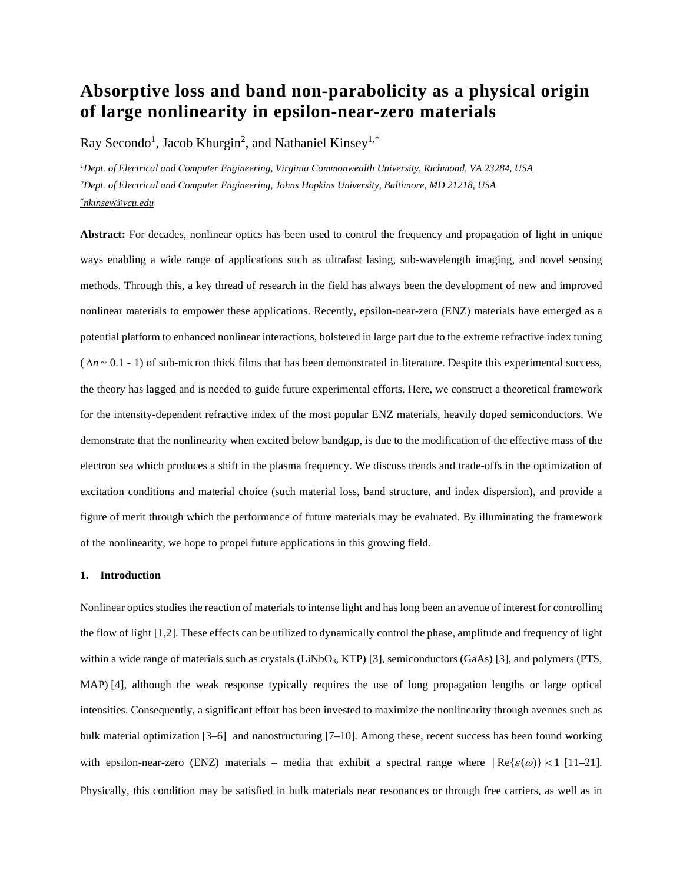# Absorptive loss and band non-parabolicity as a physical origin of large nonlinearity in epsilon-near-zero materials

Ray Secondo[1], Jacob Khurgin[2], and Nathaniel Kinsey[1,*]

[1]*Dept. of Electrical and Computer Engineering, Virginia Commonwealth University, Richmond, VA 23284, USA*

[2]*Dept. of Electrical and Computer Engineering, Johns Hopkins University, Baltimore, MD 21218, USA*

[*]*nkinsey@vcu.edu*

**Abstract:** For decades, nonlinear optics has been used to control the frequency and propagation of light in unique ways enabling a wide range of applications such as ultrafast lasing, sub-wavelength imaging, and novel sensing methods. Through this, a key thread of research in the field has always been the development of new and improved nonlinear materials to empower these applications. Recently, epsilon-near-zero (ENZ) materials have emerged as a potential platform to enhanced nonlinear interactions, bolstered in large part due to the extreme refractive index tuning ( $\Delta n$ ~ 0.1 - 1) of sub-micron thick films that has been demonstrated in literature. Despite this experimental success, the theory has lagged and is needed to guide future experimental efforts. Here, we construct a theoretical framework for the intensity-dependent refractive index of the most popular ENZ materials, heavily doped semiconductors. We demonstrate that the nonlinearity when excited below bandgap, is due to the modification of the effective mass of the electron sea which produces a shift in the plasma frequency. We discuss trends and trade-offs in the optimization of excitation conditions and material choice (such material loss, band structure, and index dispersion), and provide a figure of merit through which the performance of future materials may be evaluated. By illuminating the framework of the nonlinearity, we hope to propel future applications in this growing field.

## 1. Introduction

Nonlinear optics studies the reaction of materials to intense light and has long been an avenue of interest for controlling the flow of light [1,2]. These effects can be utilized to dynamically control the phase, amplitude and frequency of light within a wide range of materials such as crystals ($LiNbO_3$, KTP) [3], semiconductors (GaAs) [3], and polymers (PTS, MAP) [4], although the weak response typically requires the use of long propagation lengths or large optical intensities. Consequently, a significant effort has been invested to maximize the nonlinearity through avenues such as bulk material optimization [3–6] and nanostructuring [7–10]. Among these, recent success has been found working with epsilon-near-zero (ENZ) materials – media that exhibit a spectral range where $|\text{Re}\{\varepsilon(\omega)\}| < 1$ [11–21]. Physically, this condition may be satisfied in bulk materials near resonances or through free carriers, as well as in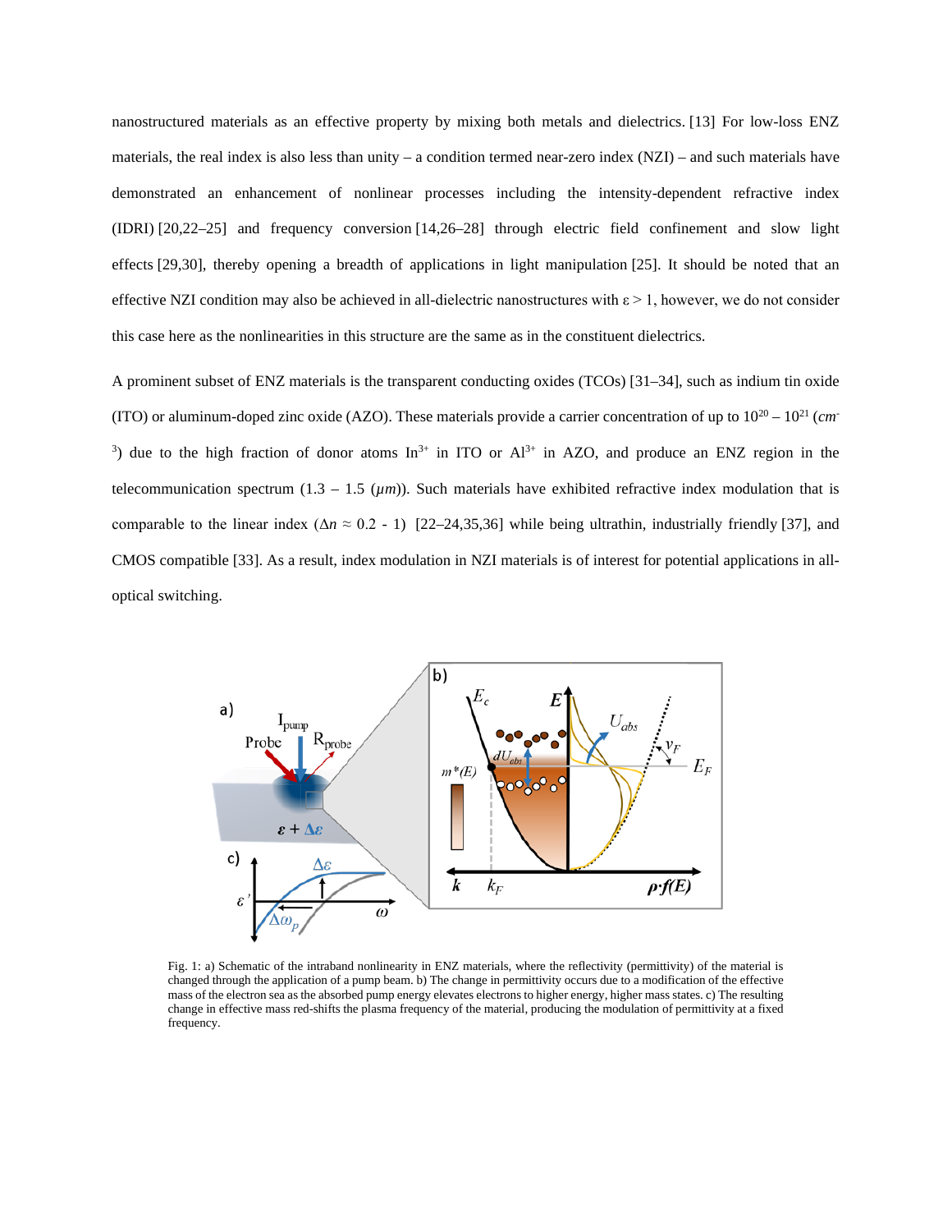nanostructured materials as an effective property by mixing both metals and dielectrics. [13] For low-loss ENZ materials, the real index is also less than unity – a condition termed near-zero index (NZI) – and such materials have demonstrated an enhancement of nonlinear processes including the intensity-dependent refractive index (IDRI) [20,22–25] and frequency conversion [14,26–28] through electric field confinement and slow light effects [29,30], thereby opening a breadth of applications in light manipulation [25]. It should be noted that an effective NZI condition may also be achieved in all-dielectric nanostructures with $\varepsilon > 1$, however, we do not consider this case here as the nonlinearities in this structure are the same as in the constituent dielectrics.

A prominent subset of ENZ materials is the transparent conducting oxides (TCOs) [31–34], such as indium tin oxide (ITO) or aluminum-doped zinc oxide (AZO). These materials provide a carrier concentration of up to $10^{20}$ – $10^{21}$ ($cm^{-3}$) due to the high fraction of donor atoms $In^{3+}$ in ITO or $Al^{3+}$ in AZO, and produce an ENZ region in the telecommunication spectrum (1.3 – 1.5 ($\mu m$)). Such materials have exhibited refractive index modulation that is comparable to the linear index ($\Delta n \approx 0.2$ - 1) [22–24,35,36] while being ultrathin, industrially friendly [37], and CMOS compatible [33]. As a result, index modulation in NZI materials is of interest for potential applications in all-optical switching.

Fig. 1: a) Schematic of the intraband nonlinearity in ENZ materials, where the reflectivity (permittivity) of the material is changed through the application of a pump beam. b) The change in permittivity occurs due to a modification of the effective mass of the electron sea as the absorbed pump energy elevates electrons to higher energy, higher mass states. c) The resulting change in effective mass red-shifts the plasma frequency of the material, producing the modulation of permittivity at a fixed frequency.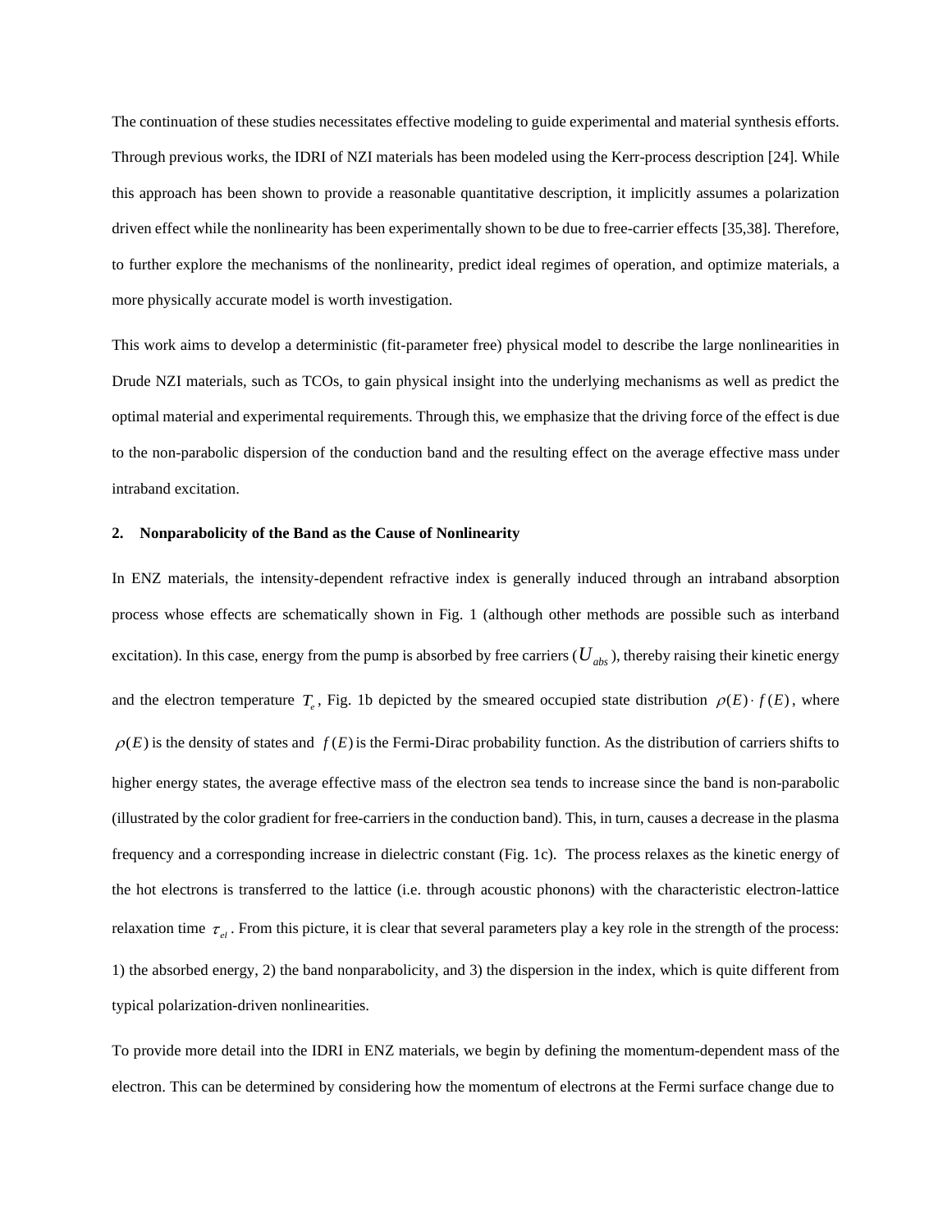The continuation of these studies necessitates effective modeling to guide experimental and material synthesis efforts. Through previous works, the IDRI of NZI materials has been modeled using the Kerr-process description [24]. While this approach has been shown to provide a reasonable quantitative description, it implicitly assumes a polarization driven effect while the nonlinearity has been experimentally shown to be due to free-carrier effects [35,38]. Therefore, to further explore the mechanisms of the nonlinearity, predict ideal regimes of operation, and optimize materials, a more physically accurate model is worth investigation.

This work aims to develop a deterministic (fit-parameter free) physical model to describe the large nonlinearities in Drude NZI materials, such as TCOs, to gain physical insight into the underlying mechanisms as well as predict the optimal material and experimental requirements. Through this, we emphasize that the driving force of the effect is due to the non-parabolic dispersion of the conduction band and the resulting effect on the average effective mass under intraband excitation.

## 2. Nonparabolicity of the Band as the Cause of Nonlinearity

In ENZ materials, the intensity-dependent refractive index is generally induced through an intraband absorption process whose effects are schematically shown in Fig. 1 (although other methods are possible such as interband excitation). In this case, energy from the pump is absorbed by free carriers ($U_{abs}$), thereby raising their kinetic energy and the electron temperature $T_e$, Fig. 1b depicted by the smeared occupied state distribution $\rho(E)\cdot f(E)$, where $\rho(E)$ is the density of states and $f(E)$ is the Fermi-Dirac probability function. As the distribution of carriers shifts to higher energy states, the average effective mass of the electron sea tends to increase since the band is non-parabolic (illustrated by the color gradient for free-carriers in the conduction band). This, in turn, causes a decrease in the plasma frequency and a corresponding increase in dielectric constant (Fig. 1c). The process relaxes as the kinetic energy of the hot electrons is transferred to the lattice (i.e. through acoustic phonons) with the characteristic electron-lattice relaxation time $\tau_{el}$. From this picture, it is clear that several parameters play a key role in the strength of the process: 1) the absorbed energy, 2) the band nonparabolicity, and 3) the dispersion in the index, which is quite different from typical polarization-driven nonlinearities.

To provide more detail into the IDRI in ENZ materials, we begin by defining the momentum-dependent mass of the electron. This can be determined by considering how the momentum of electrons at the Fermi surface change due to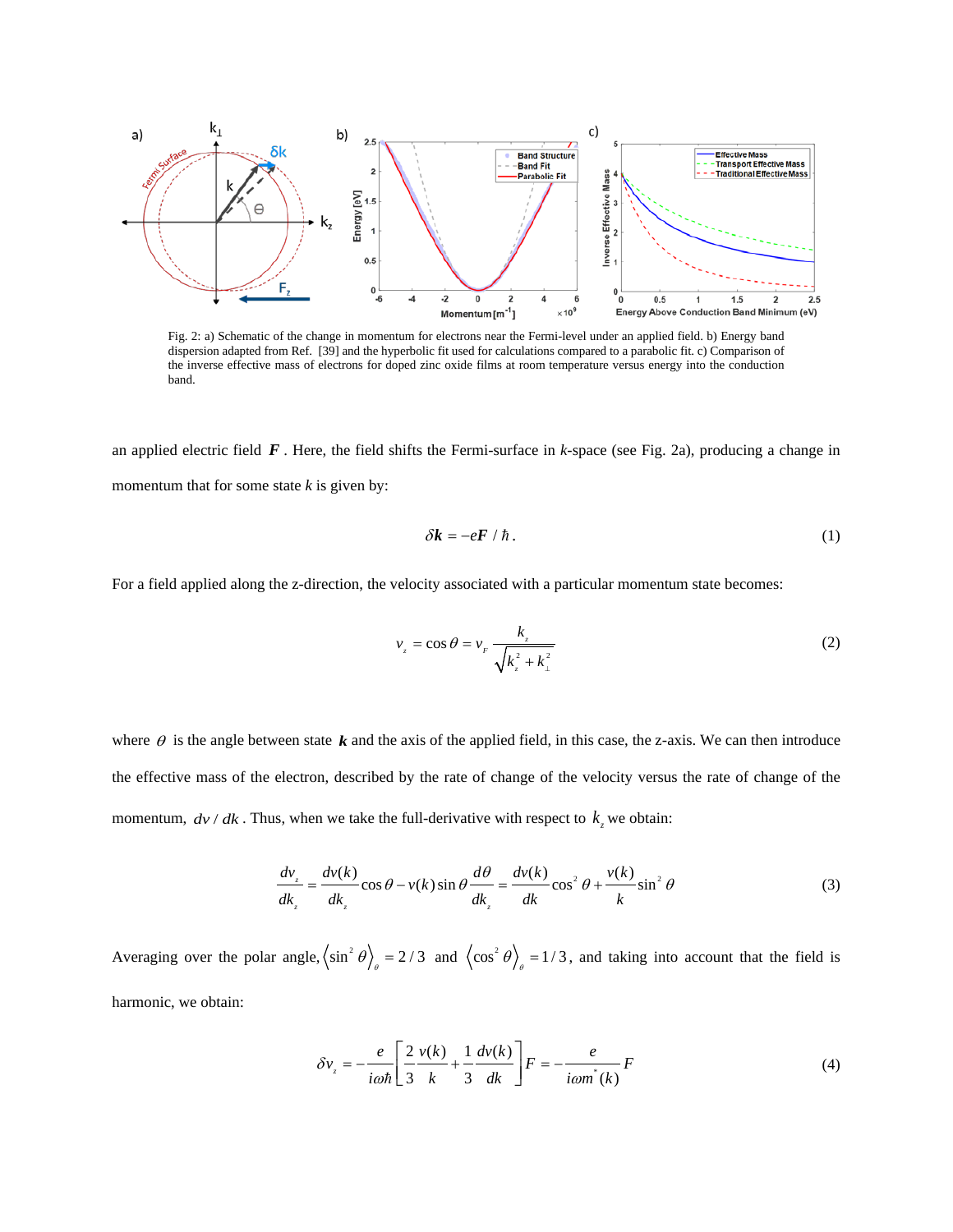Fig. 2: a) Schematic of the change in momentum for electrons near the Fermi-level under an applied field. b) Energy band dispersion adapted from Ref. [39] and the hyperbolic fit used for calculations compared to a parabolic fit. c) Comparison of the inverse effective mass of electrons for doped zinc oxide films at room temperature versus energy into the conduction band.

an applied electric field $\boldsymbol{F}$. Here, the field shifts the Fermi-surface in *k*-space (see Fig. 2a), producing a change in momentum that for some state *k* is given by:

$$\delta \boldsymbol{k} = -e\boldsymbol{F} / \hbar . \tag{1}$$

For a field applied along the z-direction, the velocity associated with a particular momentum state becomes:

$$v_z = \cos\theta = v_F \frac{k_z}{\sqrt{k_z^2 + k_\perp^2}} \tag{2}$$

where $\theta$ is the angle between state $\boldsymbol{k}$ and the axis of the applied field, in this case, the z-axis. We can then introduce the effective mass of the electron, described by the rate of change of the velocity versus the rate of change of the momentum, $dv/dk$. Thus, when we take the full-derivative with respect to $k_z$ we obtain:

$$\frac{dv_z}{dk_z} = \frac{dv(k)}{dk_z}\cos\theta - v(k)\sin\theta \frac{d\theta}{dk_z} = \frac{dv(k)}{dk}\cos^2\theta + \frac{v(k)}{k}\sin^2\theta \tag{3}$$

Averaging over the polar angle, $\langle \sin^2\theta \rangle_\theta = 2/3$ and $\langle \cos^2\theta \rangle_\theta = 1/3$, and taking into account that the field is harmonic, we obtain:

$$\delta v_z = -\frac{e}{i\omega\hbar}\left[\frac{2}{3}\frac{v(k)}{k} + \frac{1}{3}\frac{dv(k)}{dk}\right]F = -\frac{e}{i\omega m^*(k)}F \tag{4}$$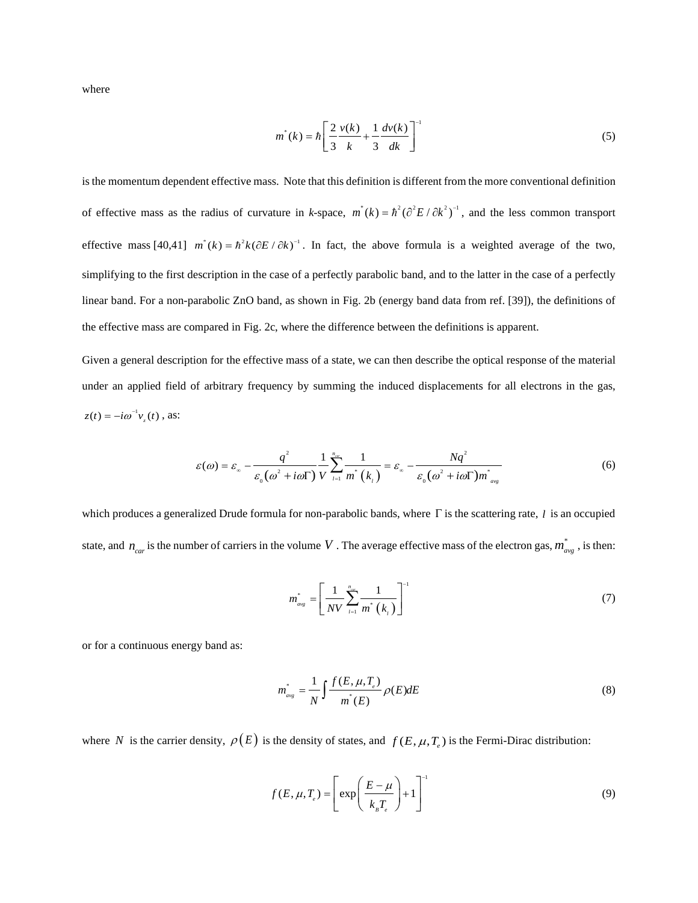where

$$m^*(k) = \hbar \left[ \frac{2}{3} \frac{v(k)}{k} + \frac{1}{3} \frac{dv(k)}{dk} \right]^{-1} \tag{5}$$

is the momentum dependent effective mass. Note that this definition is different from the more conventional definition of effective mass as the radius of curvature in *k*-space, $m^*(k) = \hbar^2 (\partial^2 E / \partial k^2)^{-1}$, and the less common transport effective mass [40,41] $m^*(k) = \hbar^2 k (\partial E / \partial k)^{-1}$. In fact, the above formula is a weighted average of the two, simplifying to the first description in the case of a perfectly parabolic band, and to the latter in the case of a perfectly linear band. For a non-parabolic ZnO band, as shown in Fig. 2b (energy band data from ref. [39]), the definitions of the effective mass are compared in Fig. 2c, where the difference between the definitions is apparent.

Given a general description for the effective mass of a state, we can then describe the optical response of the material under an applied field of arbitrary frequency by summing the induced displacements for all electrons in the gas, $z(t) = -i\omega^{-1} v_z(t)$, as:

$$\varepsilon(\omega) = \varepsilon_\infty - \frac{q^2}{\varepsilon_0 (\omega^2 + i\omega\Gamma)} \frac{1}{V} \sum_{l=1}^{n_{car}} \frac{1}{m^*(k_l)} = \varepsilon_\infty - \frac{Nq^2}{\varepsilon_0 (\omega^2 + i\omega\Gamma) m^*_{avg}} \tag{6}$$

which produces a generalized Drude formula for non-parabolic bands, where $\Gamma$ is the scattering rate, $l$ is an occupied state, and $n_{car}$ is the number of carriers in the volume $V$. The average effective mass of the electron gas, $m^*_{avg}$, is then:

$$m^*_{avg} = \left[ \frac{1}{NV} \sum_{l=1}^{n_{car}} \frac{1}{m^*(k_l)} \right]^{-1} \tag{7}$$

or for a continuous energy band as:

$$m^*_{avg} = \frac{1}{N} \int \frac{f(E, \mu, T_e)}{m^*(E)} \rho(E) dE \tag{8}$$

where $N$ is the carrier density, $\rho(E)$ is the density of states, and $f(E, \mu, T_e)$ is the Fermi-Dirac distribution:

$$f(E, \mu, T_e) = \left[ \exp\left( \frac{E - \mu}{k_B T_e} \right) + 1 \right]^{-1} \tag{9}$$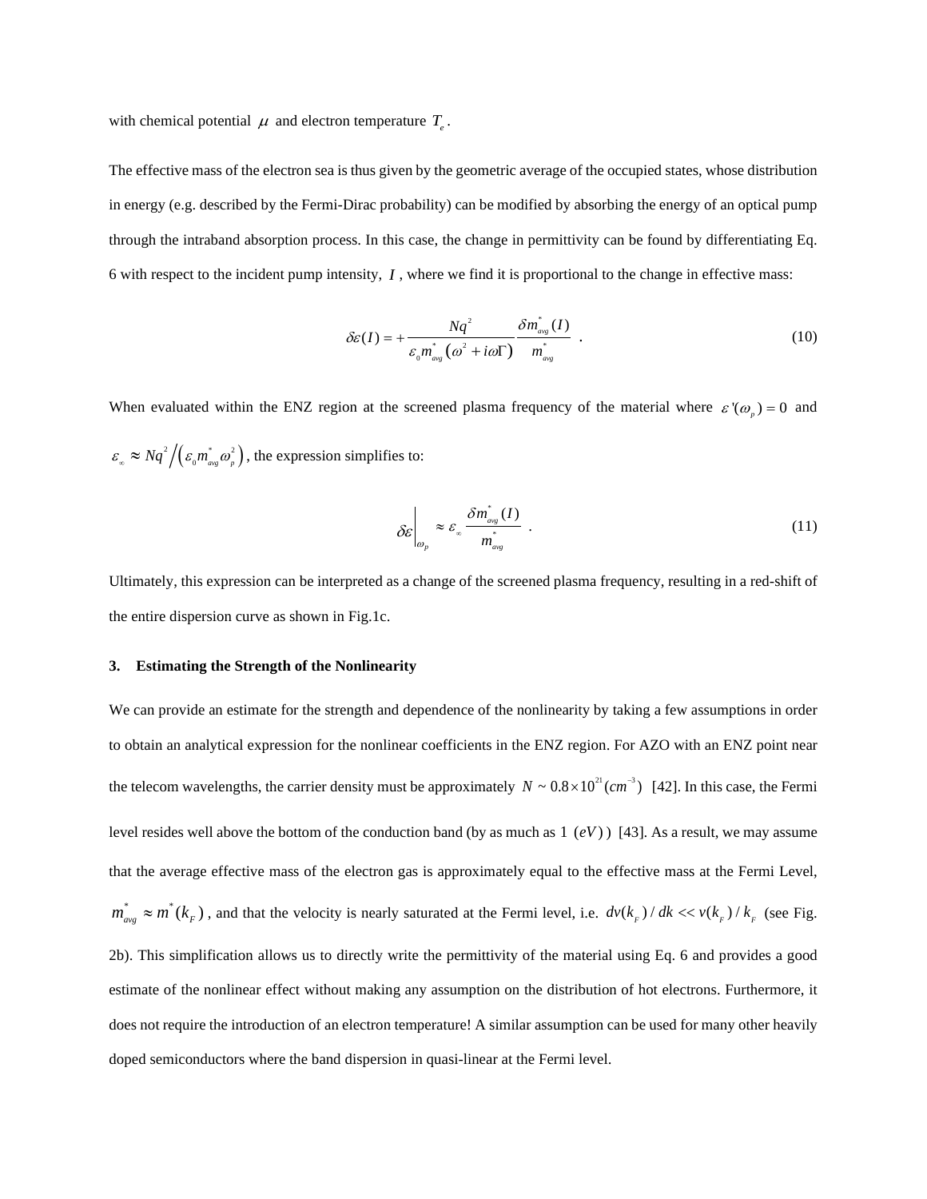with chemical potential $\mu$ and electron temperature $T_e$.

The effective mass of the electron sea is thus given by the geometric average of the occupied states, whose distribution in energy (e.g. described by the Fermi-Dirac probability) can be modified by absorbing the energy of an optical pump through the intraband absorption process. In this case, the change in permittivity can be found by differentiating Eq. 6 with respect to the incident pump intensity, $I$, where we find it is proportional to the change in effective mass:

$$\delta\varepsilon(I) = +\frac{Nq^2}{\varepsilon_0 m^*_{avg}\left(\omega^2 + i\omega\Gamma\right)}\frac{\delta m^*_{avg}(I)}{m^*_{avg}} \quad . \tag{10}$$

When evaluated within the ENZ region at the screened plasma frequency of the material where $\varepsilon'(\omega_p) = 0$ and $\varepsilon_\infty \approx Nq^2 \big/ \left(\varepsilon_0 m^*_{avg}\omega_p^2\right)$, the expression simplifies to:

$$\left.\delta\varepsilon\right|_{\omega_p} \approx \varepsilon_\infty \frac{\delta m^*_{avg}(I)}{m^*_{avg}} \quad . \tag{11}$$

Ultimately, this expression can be interpreted as a change of the screened plasma frequency, resulting in a red-shift of the entire dispersion curve as shown in Fig.1c.

### 3. Estimating the Strength of the Nonlinearity

We can provide an estimate for the strength and dependence of the nonlinearity by taking a few assumptions in order to obtain an analytical expression for the nonlinear coefficients in the ENZ region. For AZO with an ENZ point near the telecom wavelengths, the carrier density must be approximately $N \sim 0.8\times10^{21}(cm^{-3})$ [42]. In this case, the Fermi level resides well above the bottom of the conduction band (by as much as $1\ (eV)$) [43]. As a result, we may assume that the average effective mass of the electron gas is approximately equal to the effective mass at the Fermi Level, $m^*_{avg} \approx m^*(k_F)$, and that the velocity is nearly saturated at the Fermi level, i.e. $dv(k_F)/dk << v(k_F)/k_F$ (see Fig. 2b). This simplification allows us to directly write the permittivity of the material using Eq. 6 and provides a good estimate of the nonlinear effect without making any assumption on the distribution of hot electrons. Furthermore, it does not require the introduction of an electron temperature! A similar assumption can be used for many other heavily doped semiconductors where the band dispersion in quasi-linear at the Fermi level.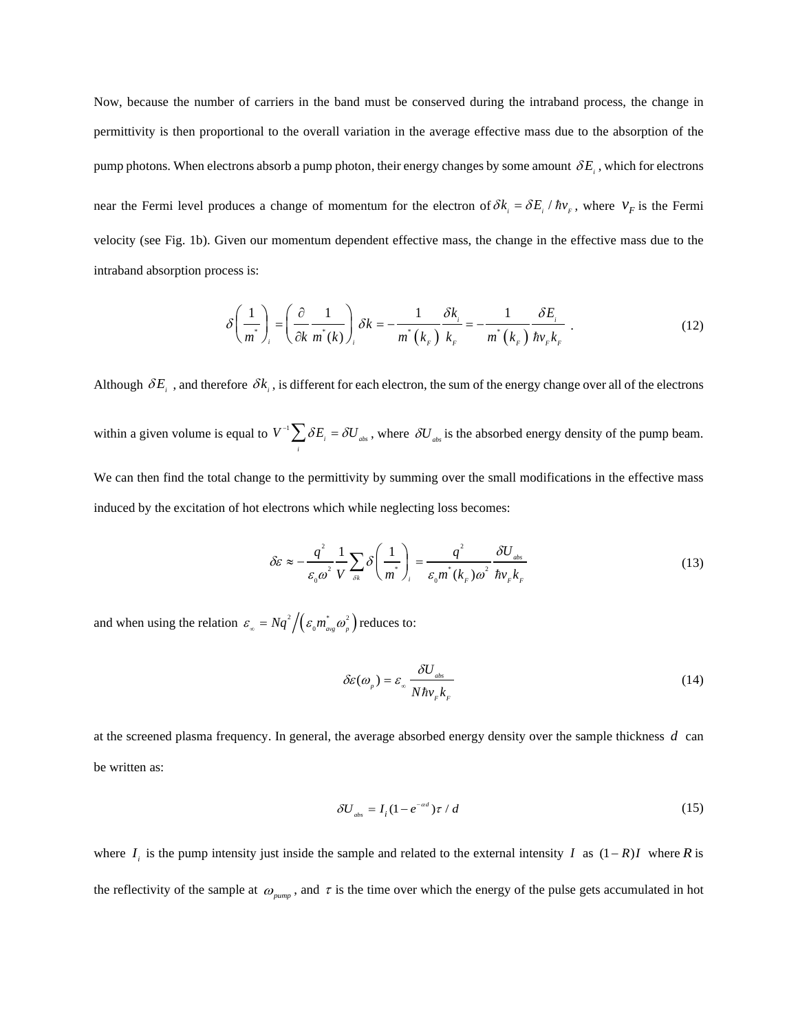Now, because the number of carriers in the band must be conserved during the intraband process, the change in permittivity is then proportional to the overall variation in the average effective mass due to the absorption of the pump photons. When electrons absorb a pump photon, their energy changes by some amount $\delta E_i$, which for electrons near the Fermi level produces a change of momentum for the electron of $\delta k_i = \delta E_i / \hbar v_F$, where $v_F$ is the Fermi velocity (see Fig. 1b). Given our momentum dependent effective mass, the change in the effective mass due to the intraband absorption process is:

$$\delta\left(\frac{1}{m^*}\right)_i = \left(\frac{\partial}{\partial k}\frac{1}{m^*(k)}\right)_i \delta k = -\frac{1}{m^*\left(k_F\right)}\frac{\delta k_i}{k_F} = -\frac{1}{m^*\left(k_F\right)}\frac{\delta E_i}{\hbar v_F k_F} \quad . \tag{12}$$

Although $\delta E_i$, and therefore $\delta k_i$, is different for each electron, the sum of the energy change over all of the electrons within a given volume is equal to $V^{-1}\sum_i \delta E_i = \delta U_{abs}$, where $\delta U_{abs}$ is the absorbed energy density of the pump beam. We can then find the total change to the permittivity by summing over the small modifications in the effective mass induced by the excitation of hot electrons which while neglecting loss becomes:

$$\delta\varepsilon \approx -\frac{q^2}{\varepsilon_0 \omega^2}\frac{1}{V}\sum_{\delta k}\delta\left(\frac{1}{m^*}\right)_i = \frac{q^2}{\varepsilon_0 m^*(k_F)\omega^2}\frac{\delta U_{abs}}{\hbar v_F k_F} \tag{13}$$

and when using the relation $\varepsilon_\infty = Nq^2 \big/ \left(\varepsilon_0 m^*_{avg}\omega_p^2\right)$ reduces to:

$$\delta\varepsilon(\omega_p) = \varepsilon_\infty \frac{\delta U_{abs}}{N\hbar v_F k_F} \tag{14}$$

at the screened plasma frequency. In general, the average absorbed energy density over the sample thickness $d$ can be written as:

$$\delta U_{abs} = I_i(1 - e^{-\alpha d})\tau / d \tag{15}$$

where $I_i$ is the pump intensity just inside the sample and related to the external intensity $I$ as $(1-R)I$ where $R$ is the reflectivity of the sample at $\omega_{pump}$, and $\tau$ is the time over which the energy of the pulse gets accumulated in hot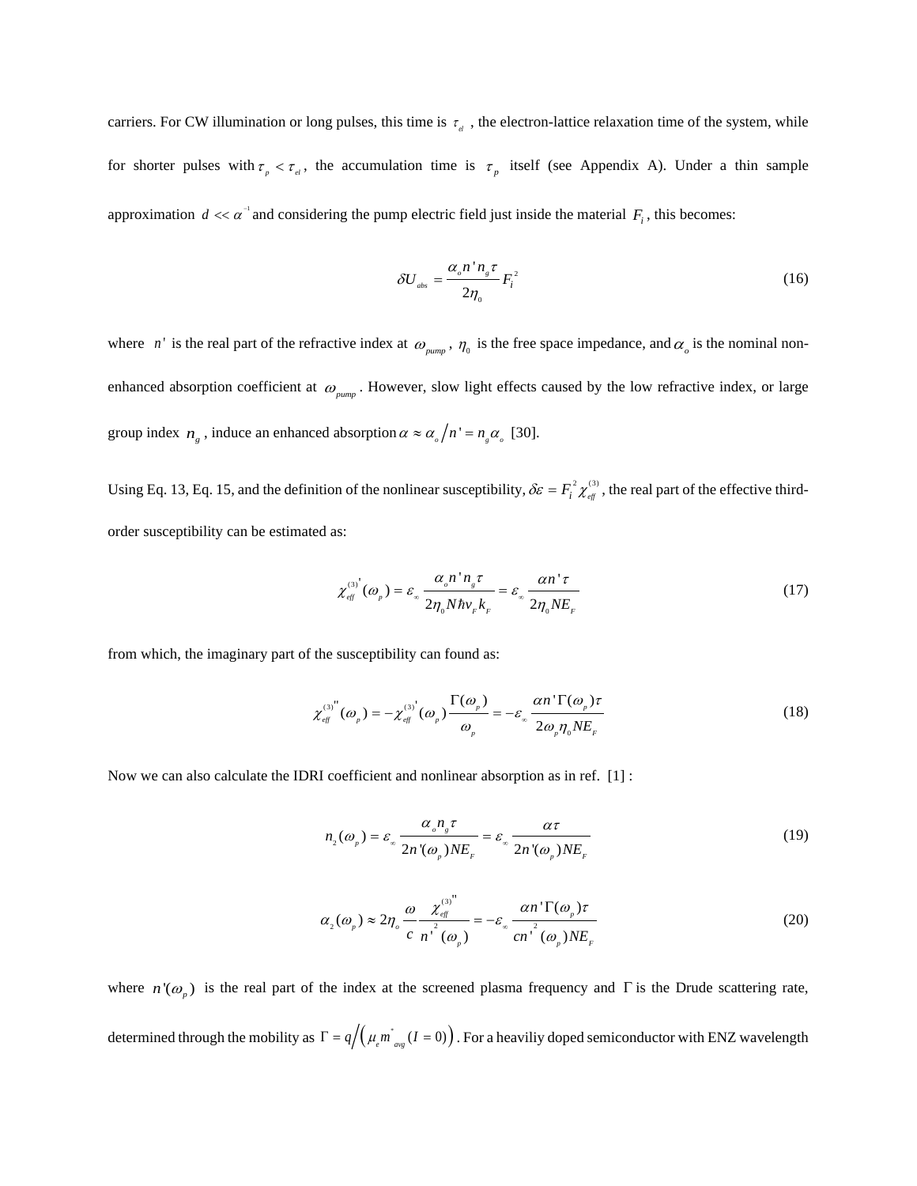carriers. For CW illumination or long pulses, this time is $\tau_{el}$ , the electron-lattice relaxation time of the system, while for shorter pulses with $\tau_p < \tau_{el}$, the accumulation time is $\tau_p$ itself (see Appendix A). Under a thin sample approximation $d << \alpha^{-1}$ and considering the pump electric field just inside the material $F_i$, this becomes:

$$\delta U_{abs} = \frac{\alpha_o n' n_g \tau}{2\eta_0} F_i^2 \tag{16}$$

where $n'$ is the real part of the refractive index at $\omega_{pump}$, $\eta_0$ is the free space impedance, and $\alpha_o$ is the nominal non-enhanced absorption coefficient at $\omega_{pump}$. However, slow light effects caused by the low refractive index, or large group index $n_g$, induce an enhanced absorption $\alpha \approx \alpha_o / n' = n_g \alpha_o$ [30].

Using Eq. 13, Eq. 15, and the definition of the nonlinear susceptibility, $\delta\varepsilon = F_i^2 \chi_{eff}^{(3)}$, the real part of the effective third-order susceptibility can be estimated as:

$$\chi_{eff}^{(3)'}(\omega_p) = \varepsilon_\infty \frac{\alpha_o n' n_g \tau}{2\eta_0 N \hbar v_F k_F} = \varepsilon_\infty \frac{\alpha n' \tau}{2\eta_0 N E_F} \tag{17}$$

from which, the imaginary part of the susceptibility can found as:

$$\chi_{eff}^{(3)''}(\omega_p) = -\chi_{eff}^{(3)'}(\omega_p) \frac{\Gamma(\omega_p)}{\omega_p} = -\varepsilon_\infty \frac{\alpha n' \Gamma(\omega_p) \tau}{2\omega_p \eta_0 N E_F} \tag{18}$$

Now we can also calculate the IDRI coefficient and nonlinear absorption as in ref. [1] :

$$n_2(\omega_p) = \varepsilon_\infty \frac{\alpha_o n_g \tau}{2n'(\omega_p) N E_F} = \varepsilon_\infty \frac{\alpha \tau}{2n'(\omega_p) N E_F} \tag{19}$$

$$\alpha_2(\omega_p) \approx 2\eta_o \frac{\omega}{c} \frac{\chi_{eff}^{(3)''}}{n'^2(\omega_p)} = -\varepsilon_\infty \frac{\alpha n' \Gamma(\omega_p) \tau}{c n'^2(\omega_p) N E_F} \tag{20}$$

where $n'(\omega_p)$ is the real part of the index at the screened plasma frequency and $\Gamma$ is the Drude scattering rate, determined through the mobility as $\Gamma = q / \left( \mu_e m^*_{avg}(I = 0) \right)$. For a heaviliy doped semiconductor with ENZ wavelength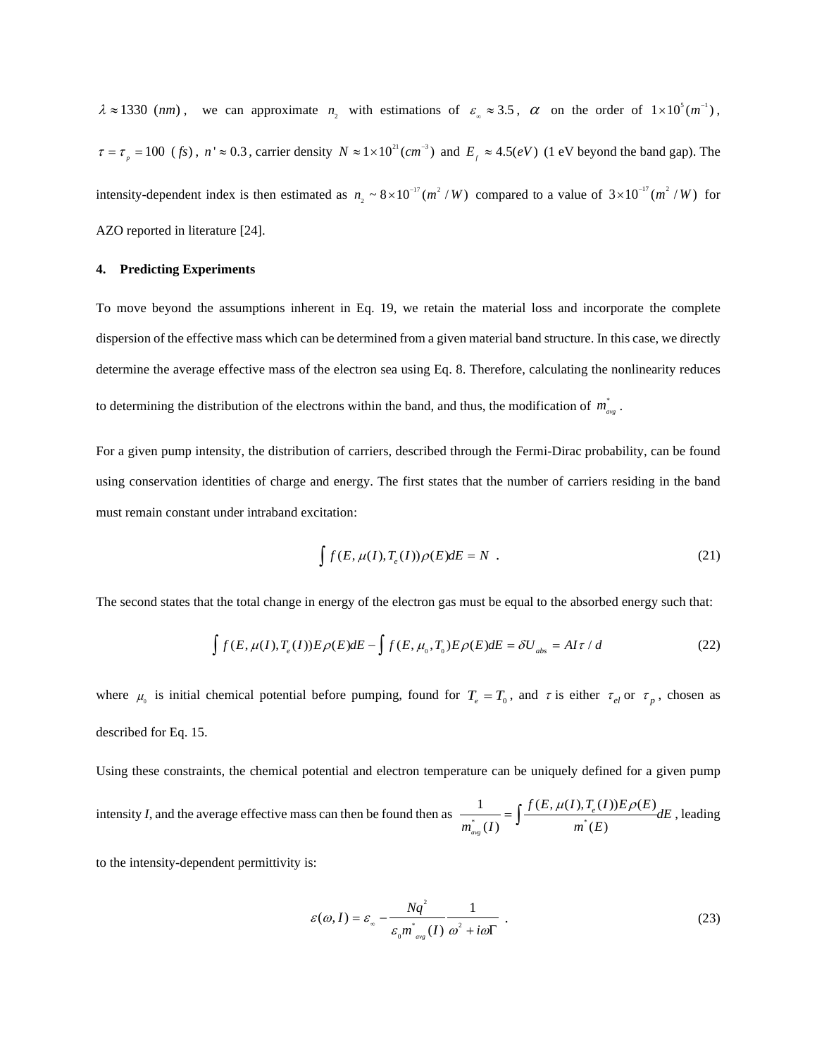$\lambda \approx 1330\ (nm)$, we can approximate $n_2$ with estimations of $\varepsilon_\infty \approx 3.5$, $\alpha$ on the order of $1\times10^5 (m^{-1})$, $\tau = \tau_p = 100\ (fs)$, $n' \approx 0.3$, carrier density $N \approx 1\times10^{21} (cm^{-3})$ and $E_f \approx 4.5 (eV)$ (1 eV beyond the band gap). The intensity-dependent index is then estimated as $n_2 \sim 8\times10^{-17} (m^2/W)$ compared to a value of $3\times10^{-17} (m^2/W)$ for AZO reported in literature [24].

## 4. Predicting Experiments

To move beyond the assumptions inherent in Eq. 19, we retain the material loss and incorporate the complete dispersion of the effective mass which can be determined from a given material band structure. In this case, we directly determine the average effective mass of the electron sea using Eq. 8. Therefore, calculating the nonlinearity reduces to determining the distribution of the electrons within the band, and thus, the modification of $m^*_{avg}$.

For a given pump intensity, the distribution of carriers, described through the Fermi-Dirac probability, can be found using conservation identities of charge and energy. The first states that the number of carriers residing in the band must remain constant under intraband excitation:

$$\int f(E,\mu(I),T_e(I))\rho(E)dE = N \quad . \tag{21}$$

The second states that the total change in energy of the electron gas must be equal to the absorbed energy such that:

$$\int f(E,\mu(I),T_e(I))E\rho(E)dE - \int f(E,\mu_0,T_0)E\rho(E)dE = \delta U_{abs} = AI\tau/d \tag{22}$$

where $\mu_0$ is initial chemical potential before pumping, found for $T_e = T_0$, and $\tau$ is either $\tau_{el}$ or $\tau_p$, chosen as described for Eq. 15.

Using these constraints, the chemical potential and electron temperature can be uniquely defined for a given pump intensity *I*, and the average effective mass can then be found then as $\frac{1}{m^*_{avg}(I)} = \int \frac{f(E,\mu(I),T_e(I))E\rho(E)}{m^*(E)}dE$, leading to the intensity-dependent permittivity is:

$$\varepsilon(\omega, I) = \varepsilon_\infty - \frac{Nq^2}{\varepsilon_0 m^*_{avg}(I)} \frac{1}{\omega^2 + i\omega\Gamma} \quad . \tag{23}$$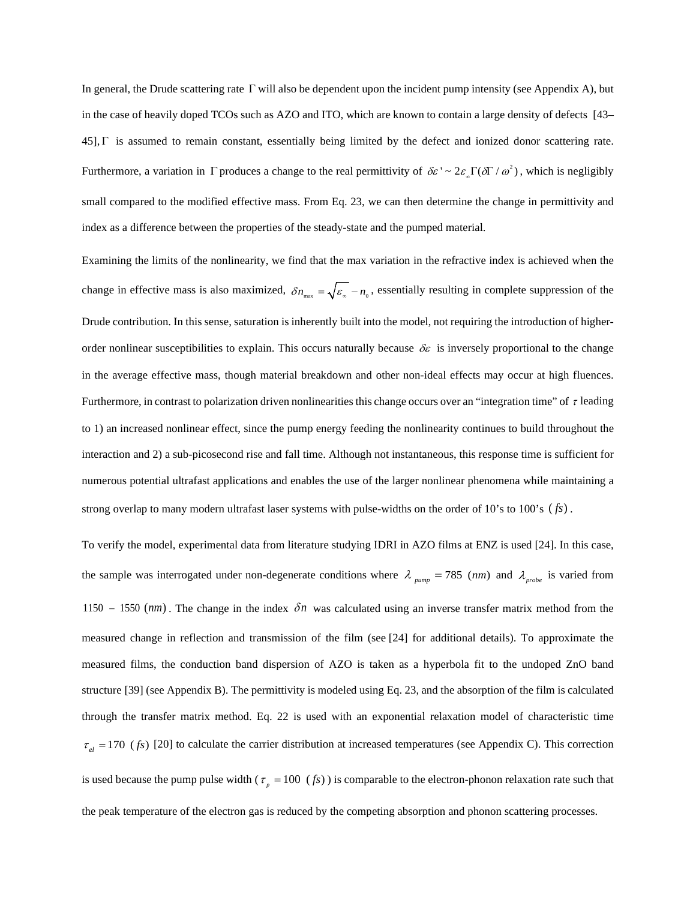In general, the Drude scattering rate $\Gamma$ will also be dependent upon the incident pump intensity (see Appendix A), but in the case of heavily doped TCOs such as AZO and ITO, which are known to contain a large density of defects [43–45], $\Gamma$ is assumed to remain constant, essentially being limited by the defect and ionized donor scattering rate. Furthermore, a variation in $\Gamma$ produces a change to the real permittivity of $\delta\varepsilon' \sim 2\varepsilon_{\infty}\Gamma(\delta\Gamma/\omega^{2})$, which is negligibly small compared to the modified effective mass. From Eq. 23, we can then determine the change in permittivity and index as a difference between the properties of the steady-state and the pumped material.

Examining the limits of the nonlinearity, we find that the max variation in the refractive index is achieved when the change in effective mass is also maximized, $\delta n_{\max} = \sqrt{\varepsilon_{\infty}} - n_{0}$, essentially resulting in complete suppression of the Drude contribution. In this sense, saturation is inherently built into the model, not requiring the introduction of higher-order nonlinear susceptibilities to explain. This occurs naturally because $\delta\varepsilon$ is inversely proportional to the change in the average effective mass, though material breakdown and other non-ideal effects may occur at high fluences. Furthermore, in contrast to polarization driven nonlinearities this change occurs over an "integration time" of $\tau$ leading to 1) an increased nonlinear effect, since the pump energy feeding the nonlinearity continues to build throughout the interaction and 2) a sub-picosecond rise and fall time. Although not instantaneous, this response time is sufficient for numerous potential ultrafast applications and enables the use of the larger nonlinear phenomena while maintaining a strong overlap to many modern ultrafast laser systems with pulse-widths on the order of 10's to 100's $(fs)$.

To verify the model, experimental data from literature studying IDRI in AZO films at ENZ is used [24]. In this case, the sample was interrogated under non-degenerate conditions where $\lambda_{pump} = 785\ (nm)$ and $\lambda_{probe}$ is varied from $1150 - 1550\ (nm)$. The change in the index $\delta n$ was calculated using an inverse transfer matrix method from the measured change in reflection and transmission of the film (see [24] for additional details). To approximate the measured films, the conduction band dispersion of AZO is taken as a hyperbola fit to the undoped ZnO band structure [39] (see Appendix B). The permittivity is modeled using Eq. 23, and the absorption of the film is calculated through the transfer matrix method. Eq. 22 is used with an exponential relaxation model of characteristic time $\tau_{el} = 170\ (fs)$ [20] to calculate the carrier distribution at increased temperatures (see Appendix C). This correction is used because the pump pulse width ($\tau_{p} = 100\ (fs)$) is comparable to the electron-phonon relaxation rate such that the peak temperature of the electron gas is reduced by the competing absorption and phonon scattering processes.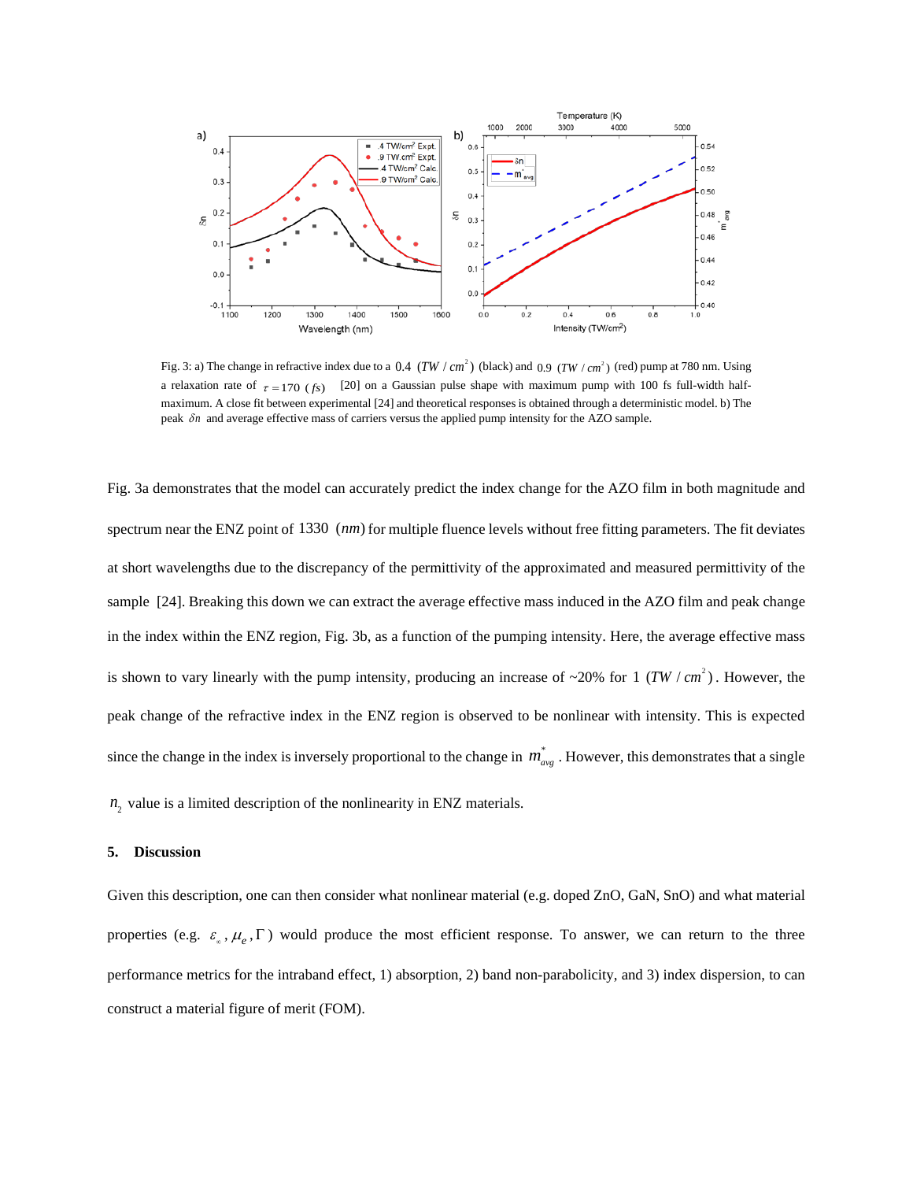Fig. 3: a) The change in refractive index due to a $0.4\ (TW/cm^2)$ (black) and $0.9\ (TW/cm^2)$ (red) pump at 780 nm. Using a relaxation rate of $\tau = 170\ (fs)$ [20] on a Gaussian pulse shape with maximum pump with 100 fs full-width half-maximum. A close fit between experimental [24] and theoretical responses is obtained through a deterministic model. b) The peak $\delta n$ and average effective mass of carriers versus the applied pump intensity for the AZO sample.

Fig. 3a demonstrates that the model can accurately predict the index change for the AZO film in both magnitude and spectrum near the ENZ point of $1330\ (nm)$ for multiple fluence levels without free fitting parameters. The fit deviates at short wavelengths due to the discrepancy of the permittivity of the approximated and measured permittivity of the sample [24]. Breaking this down we can extract the average effective mass induced in the AZO film and peak change in the index within the ENZ region, Fig. 3b, as a function of the pumping intensity. Here, the average effective mass is shown to vary linearly with the pump intensity, producing an increase of ~20% for $1\ (TW/cm^2)$. However, the peak change of the refractive index in the ENZ region is observed to be nonlinear with intensity. This is expected since the change in the index is inversely proportional to the change in $m^*_{avg}$. However, this demonstrates that a single $n_2$ value is a limited description of the nonlinearity in ENZ materials.

## 5. Discussion

Given this description, one can then consider what nonlinear material (e.g. doped ZnO, GaN, SnO) and what material properties (e.g. $\varepsilon_\infty, \mu_e, \Gamma$) would produce the most efficient response. To answer, we can return to the three performance metrics for the intraband effect, 1) absorption, 2) band non-parabolicity, and 3) index dispersion, to can construct a material figure of merit (FOM).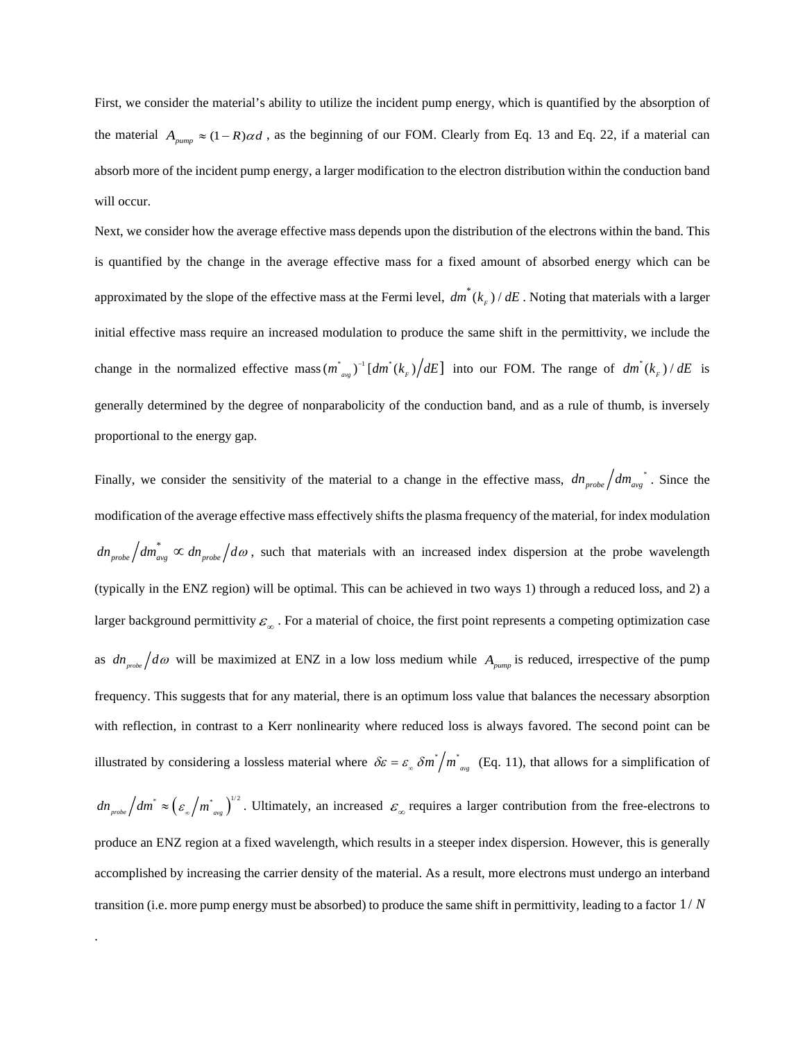First, we consider the material's ability to utilize the incident pump energy, which is quantified by the absorption of the material $A_{pump} \approx (1-R)\alpha d$, as the beginning of our FOM. Clearly from Eq. 13 and Eq. 22, if a material can absorb more of the incident pump energy, a larger modification to the electron distribution within the conduction band will occur.

Next, we consider how the average effective mass depends upon the distribution of the electrons within the band. This is quantified by the change in the average effective mass for a fixed amount of absorbed energy which can be approximated by the slope of the effective mass at the Fermi level, $dm^{*}(k_F)/dE$. Noting that materials with a larger initial effective mass require an increased modulation to produce the same shift in the permittivity, we include the change in the normalized effective mass $(m^{*}_{avg})^{-1}[dm^{*}(k_F)/dE]$ into our FOM. The range of $dm^{*}(k_F)/dE$ is generally determined by the degree of nonparabolicity of the conduction band, and as a rule of thumb, is inversely proportional to the energy gap.

Finally, we consider the sensitivity of the material to a change in the effective mass, $dn_{probe}/dm_{avg}^{*}$. Since the modification of the average effective mass effectively shifts the plasma frequency of the material, for index modulation $dn_{probe}/dm^{*}_{avg} \propto dn_{probe}/d\omega$, such that materials with an increased index dispersion at the probe wavelength (typically in the ENZ region) will be optimal. This can be achieved in two ways 1) through a reduced loss, and 2) a larger background permittivity $\varepsilon_{\infty}$. For a material of choice, the first point represents a competing optimization case as $dn_{probe}/d\omega$ will be maximized at ENZ in a low loss medium while $A_{pump}$ is reduced, irrespective of the pump frequency. This suggests that for any material, there is an optimum loss value that balances the necessary absorption with reflection, in contrast to a Kerr nonlinearity where reduced loss is always favored. The second point can be illustrated by considering a lossless material where $\delta\varepsilon = \varepsilon_{\infty}\,\delta m^{*}/m^{*}_{avg}$ (Eq. 11), that allows for a simplification of $dn_{probe}/dm^{*} \approx \left(\varepsilon_{\infty}/m^{*}_{avg}\right)^{1/2}$. Ultimately, an increased $\varepsilon_{\infty}$ requires a larger contribution from the free-electrons to produce an ENZ region at a fixed wavelength, which results in a steeper index dispersion. However, this is generally accomplished by increasing the carrier density of the material. As a result, more electrons must undergo an interband transition (i.e. more pump energy must be absorbed) to produce the same shift in permittivity, leading to a factor $1/N$.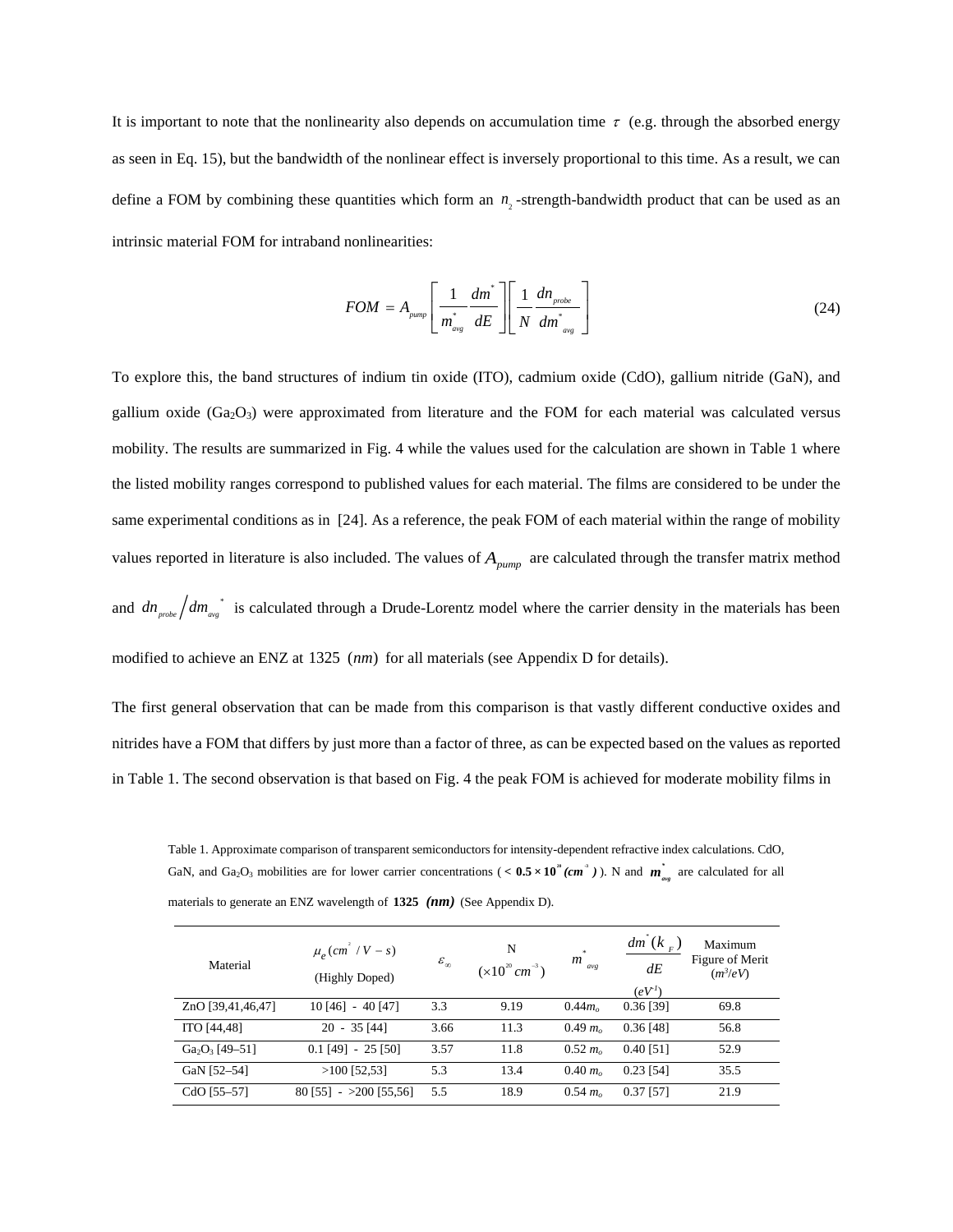It is important to note that the nonlinearity also depends on accumulation time $\tau$ (e.g. through the absorbed energy as seen in Eq. 15), but the bandwidth of the nonlinear effect is inversely proportional to this time. As a result, we can define a FOM by combining these quantities which form an $n_2$-strength-bandwidth product that can be used as an intrinsic material FOM for intraband nonlinearities:

$$FOM = A_{pump}\left[\frac{1}{m^*_{avg}}\frac{dm^*}{dE}\right]\left[\frac{1}{N}\frac{dn_{probe}}{dm^*_{avg}}\right] \tag{24}$$

To explore this, the band structures of indium tin oxide (ITO), cadmium oxide (CdO), gallium nitride (GaN), and gallium oxide ($Ga_2O_3$) were approximated from literature and the FOM for each material was calculated versus mobility. The results are summarized in Fig. 4 while the values used for the calculation are shown in Table 1 where the listed mobility ranges correspond to published values for each material. The films are considered to be under the same experimental conditions as in [24]. As a reference, the peak FOM of each material within the range of mobility values reported in literature is also included. The values of $A_{pump}$ are calculated through the transfer matrix method and $dn_{probe}/dm^*_{avg}$ is calculated through a Drude-Lorentz model where the carrier density in the materials has been modified to achieve an ENZ at 1325 $(nm)$ for all materials (see Appendix D for details).

The first general observation that can be made from this comparison is that vastly different conductive oxides and nitrides have a FOM that differs by just more than a factor of three, as can be expected based on the values as reported in Table 1. The second observation is that based on Fig. 4 the peak FOM is achieved for moderate mobility films in

Table 1. Approximate comparison of transparent semiconductors for intensity-dependent refractive index calculations. CdO, GaN, and $Ga_2O_3$ mobilities are for lower carrier concentrations ( $< \mathbf{0.5 \times 10^{20}}$ $\boldsymbol{(cm^{-3})}$ ). N and $\boldsymbol{m^*_{avg}}$ are calculated for all materials to generate an ENZ wavelength of **1325** ***(nm)*** (See Appendix D).

| Material | $\mu_e\,(cm^2/V-s)$ (Highly Doped) | $\varepsilon_\infty$ | N ($\times 10^{20}\,cm^{-3}$) | $m^*_{avg}$ | $\frac{dm^*(k_F)}{dE}$ ($eV^{-1}$) | Maximum Figure of Merit ($m^3/eV$) |
|---|---|---|---|---|---|---|
| ZnO [39,41,46,47] | 10 [46] - 40 [47] | 3.3 | 9.19 | $0.44m_o$ | 0.36 [39] | 69.8 |
| ITO [44,48] | 20 - 35 [44] | 3.66 | 11.3 | $0.49\,m_o$ | 0.36 [48] | 56.8 |
| $Ga_2O_3$ [49–51] | 0.1 [49] - 25 [50] | 3.57 | 11.8 | $0.52\,m_o$ | 0.40 [51] | 52.9 |
| GaN [52–54] | >100 [52,53] | 5.3 | 13.4 | $0.40\,m_o$ | 0.23 [54] | 35.5 |
| CdO [55–57] | 80 [55] - >200 [55,56] | 5.5 | 18.9 | $0.54\,m_o$ | 0.37 [57] | 21.9 |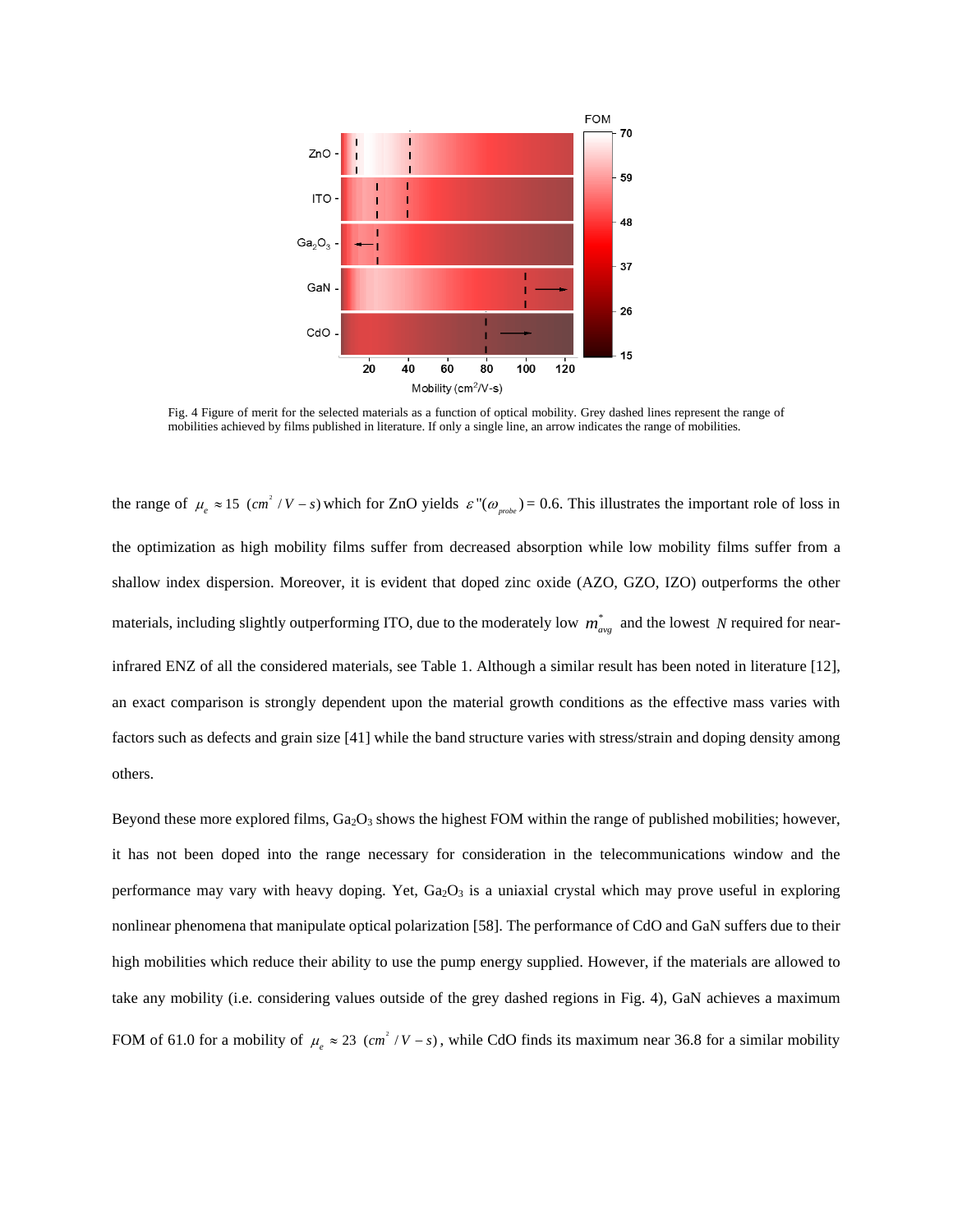Fig. 4 Figure of merit for the selected materials as a function of optical mobility. Grey dashed lines represent the range of mobilities achieved by films published in literature. If only a single line, an arrow indicates the range of mobilities.

the range of $\mu_e \approx 15\ (cm^2/V-s)$ which for ZnO yields $\varepsilon''(\omega_{probe}) = 0.6$. This illustrates the important role of loss in the optimization as high mobility films suffer from decreased absorption while low mobility films suffer from a shallow index dispersion. Moreover, it is evident that doped zinc oxide (AZO, GZO, IZO) outperforms the other materials, including slightly outperforming ITO, due to the moderately low $m^*_{avg}$ and the lowest $N$ required for near-infrared ENZ of all the considered materials, see Table 1. Although a similar result has been noted in literature [12], an exact comparison is strongly dependent upon the material growth conditions as the effective mass varies with factors such as defects and grain size [41] while the band structure varies with stress/strain and doping density among others.

Beyond these more explored films, $Ga_2O_3$ shows the highest FOM within the range of published mobilities; however, it has not been doped into the range necessary for consideration in the telecommunications window and the performance may vary with heavy doping. Yet, $Ga_2O_3$ is a uniaxial crystal which may prove useful in exploring nonlinear phenomena that manipulate optical polarization [58]. The performance of CdO and GaN suffers due to their high mobilities which reduce their ability to use the pump energy supplied. However, if the materials are allowed to take any mobility (i.e. considering values outside of the grey dashed regions in Fig. 4), GaN achieves a maximum FOM of 61.0 for a mobility of $\mu_e \approx 23\ (cm^2/V-s)$, while CdO finds its maximum near 36.8 for a similar mobility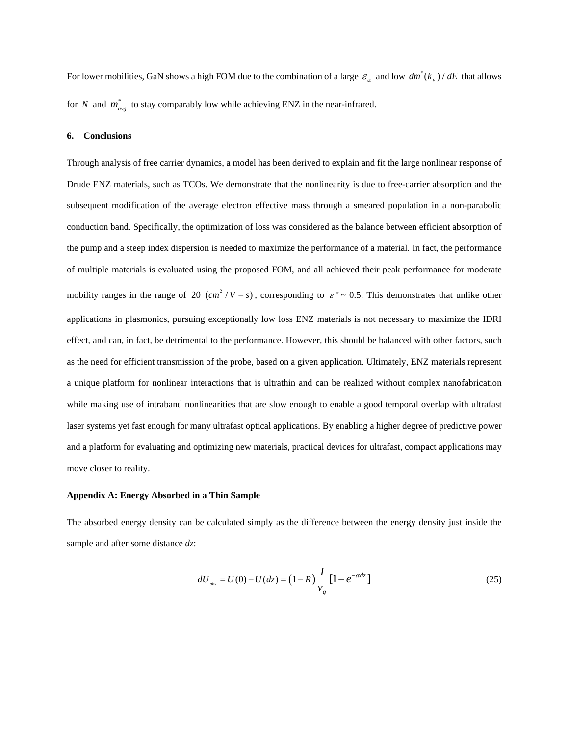For lower mobilities, GaN shows a high FOM due to the combination of a large $\varepsilon_\infty$ and low $dm^*(k_F)/dE$ that allows for $N$ and $m^*_{avg}$ to stay comparably low while achieving ENZ in the near-infrared.

## 6. Conclusions

Through analysis of free carrier dynamics, a model has been derived to explain and fit the large nonlinear response of Drude ENZ materials, such as TCOs. We demonstrate that the nonlinearity is due to free-carrier absorption and the subsequent modification of the average electron effective mass through a smeared population in a non-parabolic conduction band. Specifically, the optimization of loss was considered as the balance between efficient absorption of the pump and a steep index dispersion is needed to maximize the performance of a material. In fact, the performance of multiple materials is evaluated using the proposed FOM, and all achieved their peak performance for moderate mobility ranges in the range of $20\ (cm^2/V-s)$, corresponding to $\varepsilon'' \sim 0.5$. This demonstrates that unlike other applications in plasmonics, pursuing exceptionally low loss ENZ materials is not necessary to maximize the IDRI effect, and can, in fact, be detrimental to the performance. However, this should be balanced with other factors, such as the need for efficient transmission of the probe, based on a given application. Ultimately, ENZ materials represent a unique platform for nonlinear interactions that is ultrathin and can be realized without complex nanofabrication while making use of intraband nonlinearities that are slow enough to enable a good temporal overlap with ultrafast laser systems yet fast enough for many ultrafast optical applications. By enabling a higher degree of predictive power and a platform for evaluating and optimizing new materials, practical devices for ultrafast, compact applications may move closer to reality.

### Appendix A: Energy Absorbed in a Thin Sample

The absorbed energy density can be calculated simply as the difference between the energy density just inside the sample and after some distance *dz*:

$$dU_{abs} = U(0) - U(dz) = (1-R)\frac{I}{v_g}[1-e^{-\alpha dz}] \tag{25}$$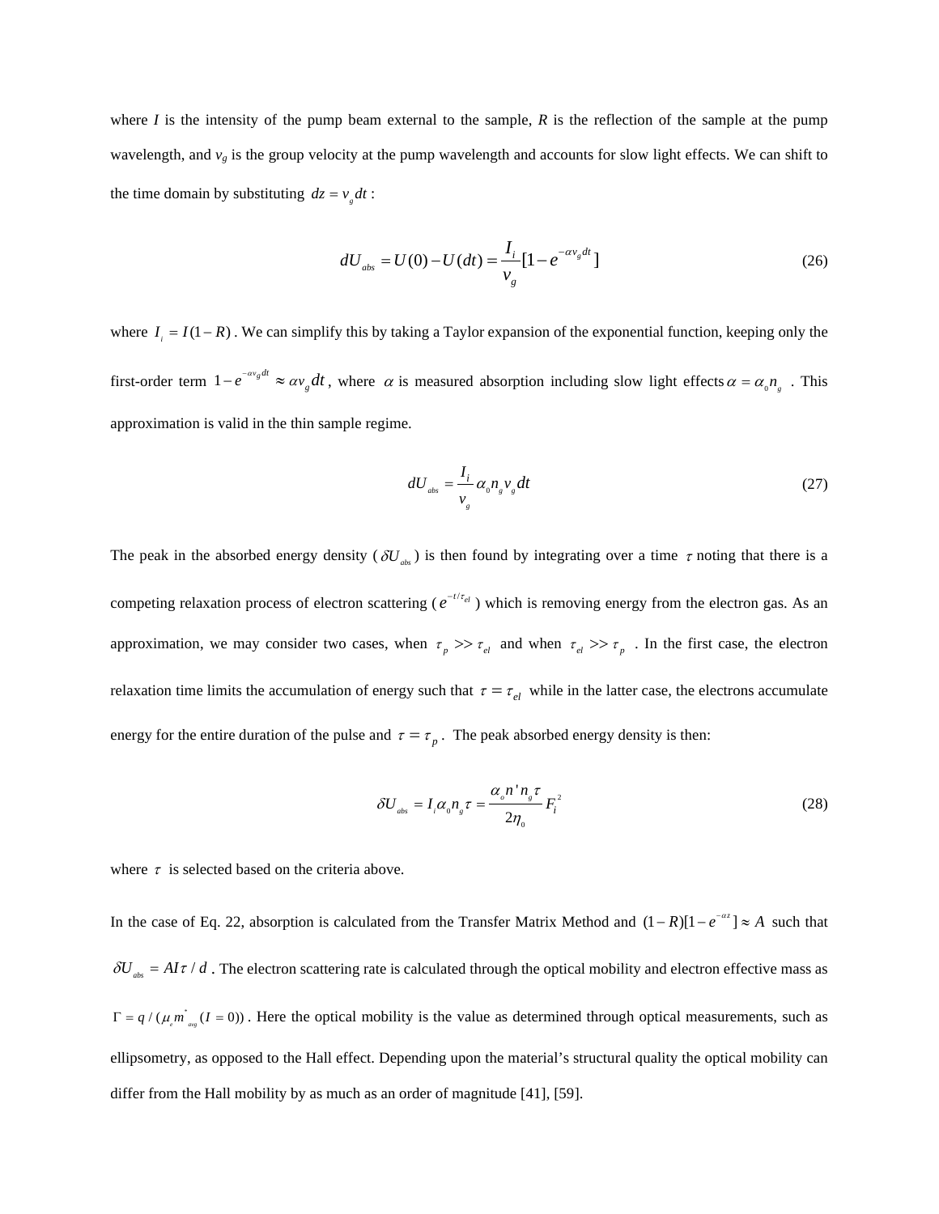where $I$ is the intensity of the pump beam external to the sample, $R$ is the reflection of the sample at the pump wavelength, and $v_g$ is the group velocity at the pump wavelength and accounts for slow light effects. We can shift to the time domain by substituting $dz = v_g dt$ :

$$dU_{abs} = U(0) - U(dt) = \frac{I_i}{v_g}[1 - e^{-\alpha v_g dt}] \tag{26}$$

where $I_i = I(1-R)$ . We can simplify this by taking a Taylor expansion of the exponential function, keeping only the first-order term $1 - e^{-\alpha v_g dt} \approx \alpha v_g dt$ , where $\alpha$ is measured absorption including slow light effects $\alpha = \alpha_0 n_g$ . This approximation is valid in the thin sample regime.

$$dU_{abs} = \frac{I_i}{v_g}\alpha_0 n_g v_g dt \tag{27}$$

The peak in the absorbed energy density ( $\delta U_{abs}$ ) is then found by integrating over a time $\tau$ noting that there is a competing relaxation process of electron scattering ( $e^{-t/\tau_{el}}$ ) which is removing energy from the electron gas. As an approximation, we may consider two cases, when $\tau_p >> \tau_{el}$ and when $\tau_{el} >> \tau_p$ . In the first case, the electron relaxation time limits the accumulation of energy such that $\tau = \tau_{el}$ while in the latter case, the electrons accumulate energy for the entire duration of the pulse and $\tau = \tau_p$ . The peak absorbed energy density is then:

$$\delta U_{abs} = I_i \alpha_0 n_g \tau = \frac{\alpha_o n' n_g \tau}{2\eta_0} F_i^2 \tag{28}$$

where $\tau$ is selected based on the criteria above.

In the case of Eq. 22, absorption is calculated from the Transfer Matrix Method and $(1-R)[1-e^{-\alpha z}] \approx A$ such that $\delta U_{abs} = AI\tau / d$ . The electron scattering rate is calculated through the optical mobility and electron effective mass as $\Gamma = q / (\mu_e m^*_{avg}(I = 0))$ . Here the optical mobility is the value as determined through optical measurements, such as ellipsometry, as opposed to the Hall effect. Depending upon the material's structural quality the optical mobility can differ from the Hall mobility by as much as an order of magnitude [41], [59].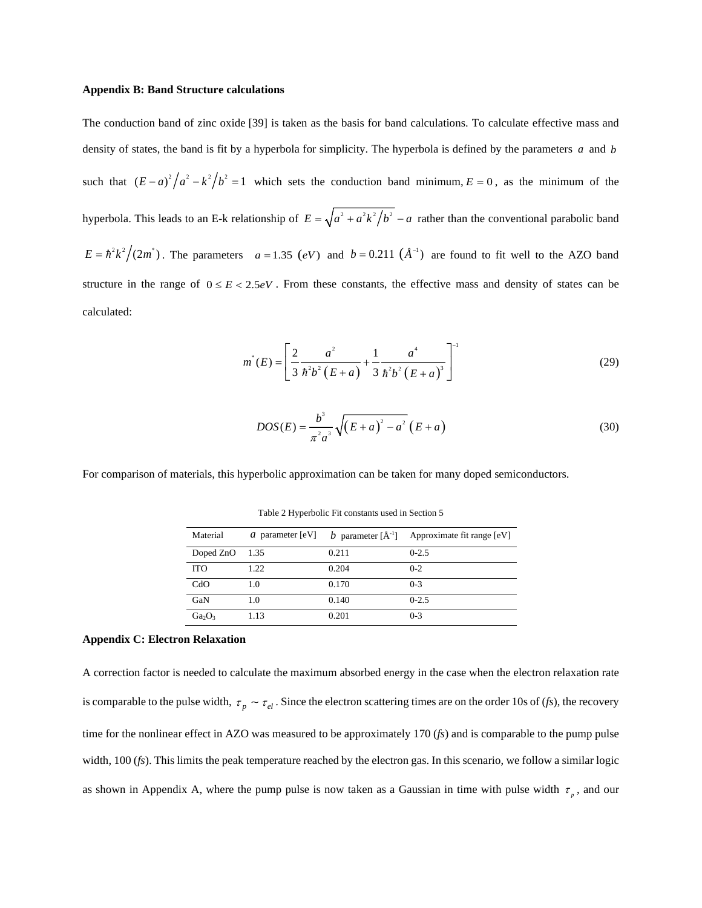**Appendix B: Band Structure calculations**

The conduction band of zinc oxide [39] is taken as the basis for band calculations. To calculate effective mass and density of states, the band is fit by a hyperbola for simplicity. The hyperbola is defined by the parameters $a$ and $b$ such that $(E-a)^2/a^2 - k^2/b^2 = 1$ which sets the conduction band minimum, $E=0$, as the minimum of the hyperbola. This leads to an E-k relationship of $E = \sqrt{a^2 + a^2k^2/b^2} - a$ rather than the conventional parabolic band $E = \hbar^2k^2/(2m^*)$. The parameters $a = 1.35\ (eV)$ and $b = 0.211\ (\AA^{-1})$ are found to fit well to the AZO band structure in the range of $0 \le E < 2.5eV$. From these constants, the effective mass and density of states can be calculated:

$$m^*(E) = \left[\frac{2}{3}\frac{a^2}{\hbar^2 b^2 (E+a)} + \frac{1}{3}\frac{a^4}{\hbar^2 b^2 (E+a)^3}\right]^{-1} \tag{29}$$

$$DOS(E) = \frac{b^3}{\pi^2 a^3}\sqrt{(E+a)^2 - a^2}\,(E+a) \tag{30}$$

For comparison of materials, this hyperbolic approximation can be taken for many doped semiconductors.

Table 2 Hyperbolic Fit constants used in Section 5

| Material | $a$ parameter [eV] | $b$ parameter [Å$^{-1}$] | Approximate fit range [eV] |
|---|---|---|---|
| Doped ZnO | 1.35 | 0.211 | 0-2.5 |
| ITO | 1.22 | 0.204 | 0-2 |
| CdO | 1.0 | 0.170 | 0-3 |
| GaN | 1.0 | 0.140 | 0-2.5 |
| $Ga_2O_3$ | 1.13 | 0.201 | 0-3 |

**Appendix C: Electron Relaxation**

A correction factor is needed to calculate the maximum absorbed energy in the case when the electron relaxation rate is comparable to the pulse width, $\tau_p \sim \tau_{el}$. Since the electron scattering times are on the order 10s of (*fs*), the recovery time for the nonlinear effect in AZO was measured to be approximately 170 (*fs*) and is comparable to the pump pulse width, 100 (*fs*). This limits the peak temperature reached by the electron gas. In this scenario, we follow a similar logic as shown in Appendix A, where the pump pulse is now taken as a Gaussian in time with pulse width $\tau_p$, and our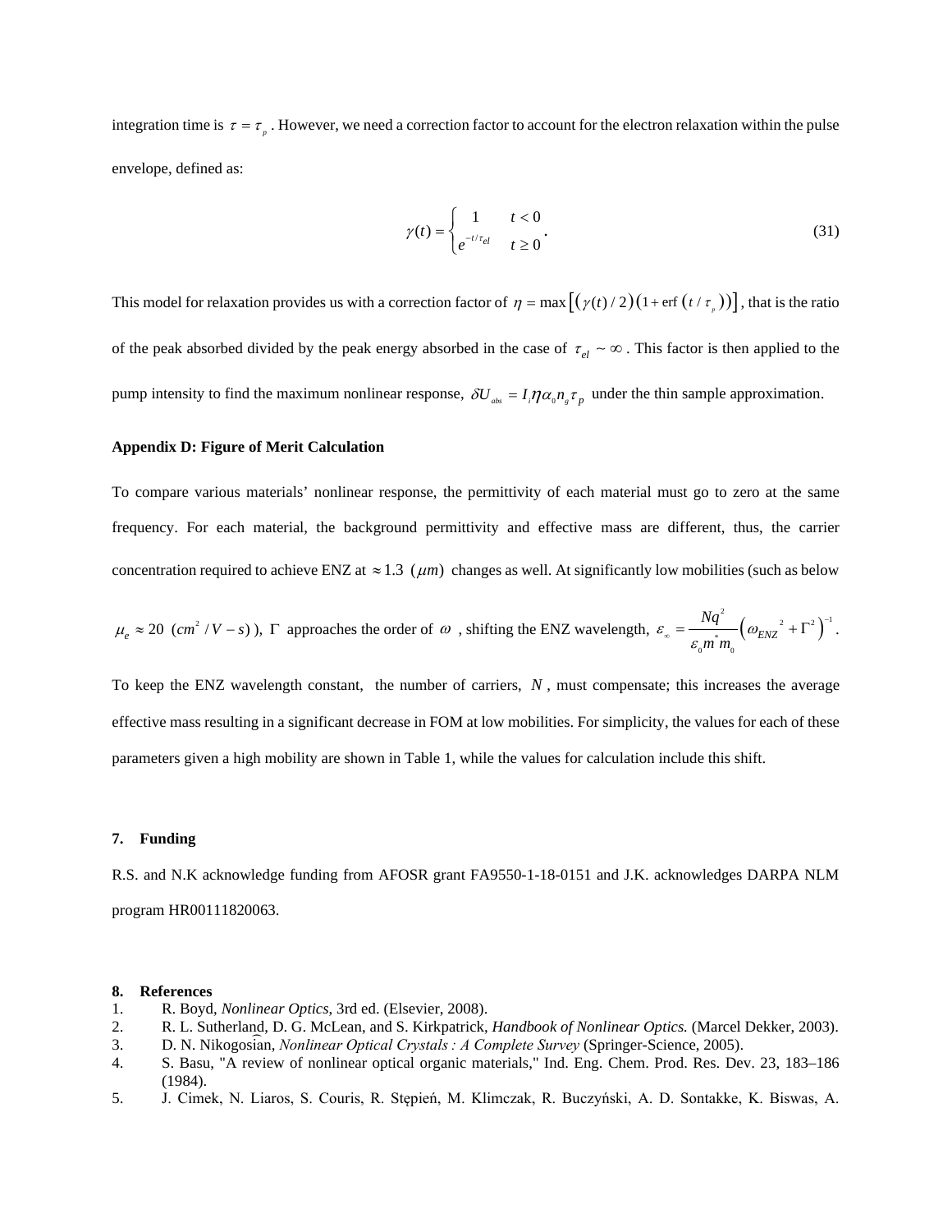integration time is $\tau = \tau_p$. However, we need a correction factor to account for the electron relaxation within the pulse envelope, defined as:

$$\gamma(t) = \begin{cases} 1 & t < 0 \\ e^{-t/\tau_{el}} & t \geq 0 \end{cases}. \tag{31}$$

This model for relaxation provides us with a correction factor of $\eta = \max\left[\left(\gamma(t)/2\right)\left(1+\text{erf}\left(t/\tau_p\right)\right)\right]$, that is the ratio of the peak absorbed divided by the peak energy absorbed in the case of $\tau_{el} \sim \infty$. This factor is then applied to the pump intensity to find the maximum nonlinear response, $\delta U_{abs} = I_i \eta \alpha_0 n_g \tau_p$ under the thin sample approximation.

### Appendix D: Figure of Merit Calculation

To compare various materials' nonlinear response, the permittivity of each material must go to zero at the same frequency. For each material, the background permittivity and effective mass are different, thus, the carrier concentration required to achieve ENZ at $\approx 1.3$ $(\mu m)$ changes as well. At significantly low mobilities (such as below $\mu_e \approx 20$ $(cm^2/V-s)$ ), $\Gamma$ approaches the order of $\omega$, shifting the ENZ wavelength, $\varepsilon_\infty = \frac{Nq^2}{\varepsilon_0 m^* m_0}\left(\omega_{ENZ}{}^2 + \Gamma^2\right)^{-1}$.

To keep the ENZ wavelength constant, the number of carriers, $N$, must compensate; this increases the average effective mass resulting in a significant decrease in FOM at low mobilities. For simplicity, the values for each of these parameters given a high mobility are shown in Table 1, while the values for calculation include this shift.

## 7. Funding

R.S. and N.K acknowledge funding from AFOSR grant FA9550-1-18-0151 and J.K. acknowledges DARPA NLM program HR00111820063.

## 8. References

1. R. Boyd, *Nonlinear Optics*, 3rd ed. (Elsevier, 2008).
2. R. L. Sutherland, D. G. McLean, and S. Kirkpatrick, *Handbook of Nonlinear Optics.* (Marcel Dekker, 2003).
3. D. N. Nikogosian, *Nonlinear Optical Crystals : A Complete Survey* (Springer-Science, 2005).
4. S. Basu, "A review of nonlinear optical organic materials," Ind. Eng. Chem. Prod. Res. Dev. 23, 183–186 (1984).
5. J. Cimek, N. Liaros, S. Couris, R. Stępień, M. Klimczak, R. Buczyński, A. D. Sontakke, K. Biswas, A.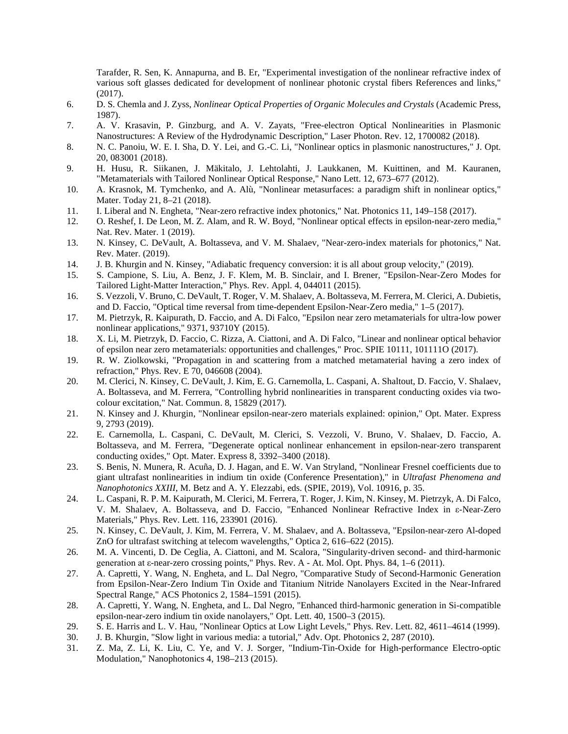Tarafder, R. Sen, K. Annapurna, and B. Er, "Experimental investigation of the nonlinear refractive index of various soft glasses dedicated for development of nonlinear photonic crystal fibers References and links," (2017).

6. D. S. Chemla and J. Zyss, *Nonlinear Optical Properties of Organic Molecules and Crystals* (Academic Press, 1987).
7. A. V. Krasavin, P. Ginzburg, and A. V. Zayats, "Free-electron Optical Nonlinearities in Plasmonic Nanostructures: A Review of the Hydrodynamic Description," Laser Photon. Rev. 12, 1700082 (2018).
8. N. C. Panoiu, W. E. I. Sha, D. Y. Lei, and G.-C. Li, "Nonlinear optics in plasmonic nanostructures," J. Opt. 20, 083001 (2018).
9. H. Husu, R. Siikanen, J. Mäkitalo, J. Lehtolahti, J. Laukkanen, M. Kuittinen, and M. Kauranen, "Metamaterials with Tailored Nonlinear Optical Response," Nano Lett. 12, 673–677 (2012).
10. A. Krasnok, M. Tymchenko, and A. Alù, "Nonlinear metasurfaces: a paradigm shift in nonlinear optics," Mater. Today 21, 8–21 (2018).
11. I. Liberal and N. Engheta, "Near-zero refractive index photonics," Nat. Photonics 11, 149–158 (2017).
12. O. Reshef, I. De Leon, M. Z. Alam, and R. W. Boyd, "Nonlinear optical effects in epsilon-near-zero media," Nat. Rev. Mater. 1 (2019).
13. N. Kinsey, C. DeVault, A. Boltasseva, and V. M. Shalaev, "Near-zero-index materials for photonics," Nat. Rev. Mater. (2019).
14. J. B. Khurgin and N. Kinsey, "Adiabatic frequency conversion: it is all about group velocity," (2019).
15. S. Campione, S. Liu, A. Benz, J. F. Klem, M. B. Sinclair, and I. Brener, "Epsilon-Near-Zero Modes for Tailored Light-Matter Interaction," Phys. Rev. Appl. 4, 044011 (2015).
16. S. Vezzoli, V. Bruno, C. DeVault, T. Roger, V. M. Shalaev, A. Boltasseva, M. Ferrera, M. Clerici, A. Dubietis, and D. Faccio, "Optical time reversal from time-dependent Epsilon-Near-Zero media," 1–5 (2017).
17. M. Pietrzyk, R. Kaipurath, D. Faccio, and A. Di Falco, "Epsilon near zero metamaterials for ultra-low power nonlinear applications," 9371, 93710Y (2015).
18. X. Li, M. Pietrzyk, D. Faccio, C. Rizza, A. Ciattoni, and A. Di Falco, "Linear and nonlinear optical behavior of epsilon near zero metamaterials: opportunities and challenges," Proc. SPIE 10111, 101111O (2017).
19. R. W. Ziolkowski, "Propagation in and scattering from a matched metamaterial having a zero index of refraction," Phys. Rev. E 70, 046608 (2004).
20. M. Clerici, N. Kinsey, C. DeVault, J. Kim, E. G. Carnemolla, L. Caspani, A. Shaltout, D. Faccio, V. Shalaev, A. Boltasseva, and M. Ferrera, "Controlling hybrid nonlinearities in transparent conducting oxides via two-colour excitation," Nat. Commun. 8, 15829 (2017).
21. N. Kinsey and J. Khurgin, "Nonlinear epsilon-near-zero materials explained: opinion," Opt. Mater. Express 9, 2793 (2019).
22. E. Carnemolla, L. Caspani, C. DeVault, M. Clerici, S. Vezzoli, V. Bruno, V. Shalaev, D. Faccio, A. Boltasseva, and M. Ferrera, "Degenerate optical nonlinear enhancement in epsilon-near-zero transparent conducting oxides," Opt. Mater. Express 8, 3392–3400 (2018).
23. S. Benis, N. Munera, R. Acuña, D. J. Hagan, and E. W. Van Stryland, "Nonlinear Fresnel coefficients due to giant ultrafast nonlinearities in indium tin oxide (Conference Presentation)," in *Ultrafast Phenomena and Nanophotonics XXIII*, M. Betz and A. Y. Elezzabi, eds. (SPIE, 2019), Vol. 10916, p. 35.
24. L. Caspani, R. P. M. Kaipurath, M. Clerici, M. Ferrera, T. Roger, J. Kim, N. Kinsey, M. Pietrzyk, A. Di Falco, V. M. Shalaev, A. Boltasseva, and D. Faccio, "Enhanced Nonlinear Refractive Index in ε-Near-Zero Materials," Phys. Rev. Lett. 116, 233901 (2016).
25. N. Kinsey, C. DeVault, J. Kim, M. Ferrera, V. M. Shalaev, and A. Boltasseva, "Epsilon-near-zero Al-doped ZnO for ultrafast switching at telecom wavelengths," Optica 2, 616–622 (2015).
26. M. A. Vincenti, D. De Ceglia, A. Ciattoni, and M. Scalora, "Singularity-driven second- and third-harmonic generation at ε-near-zero crossing points," Phys. Rev. A - At. Mol. Opt. Phys. 84, 1–6 (2011).
27. A. Capretti, Y. Wang, N. Engheta, and L. Dal Negro, "Comparative Study of Second-Harmonic Generation from Epsilon-Near-Zero Indium Tin Oxide and Titanium Nitride Nanolayers Excited in the Near-Infrared Spectral Range," ACS Photonics 2, 1584–1591 (2015).
28. A. Capretti, Y. Wang, N. Engheta, and L. Dal Negro, "Enhanced third-harmonic generation in Si-compatible epsilon-near-zero indium tin oxide nanolayers," Opt. Lett. 40, 1500–3 (2015).
29. S. E. Harris and L. V. Hau, "Nonlinear Optics at Low Light Levels," Phys. Rev. Lett. 82, 4611–4614 (1999).
30. J. B. Khurgin, "Slow light in various media: a tutorial," Adv. Opt. Photonics 2, 287 (2010).
31. Z. Ma, Z. Li, K. Liu, C. Ye, and V. J. Sorger, "Indium-Tin-Oxide for High-performance Electro-optic Modulation," Nanophotonics 4, 198–213 (2015).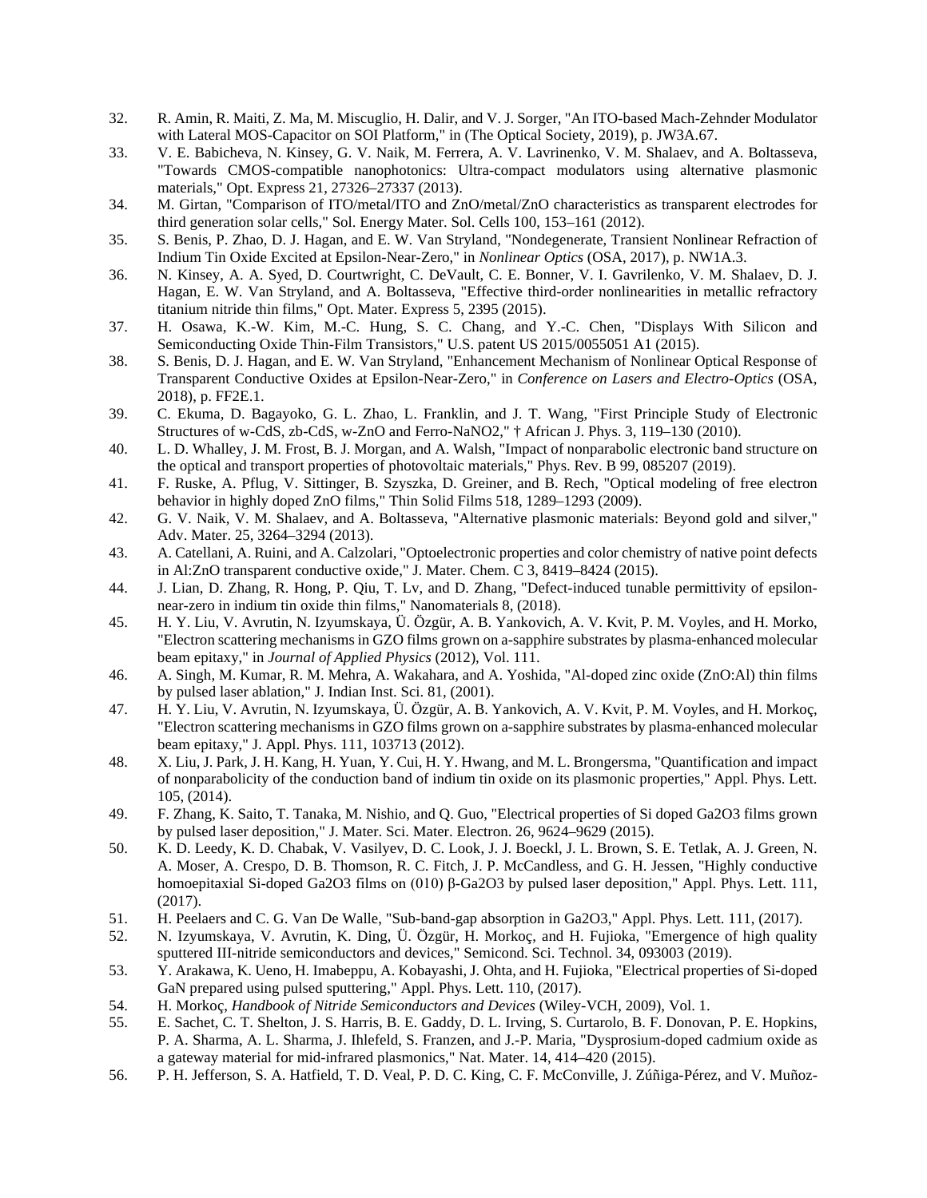32. R. Amin, R. Maiti, Z. Ma, M. Miscuglio, H. Dalir, and V. J. Sorger, "An ITO-based Mach-Zehnder Modulator with Lateral MOS-Capacitor on SOI Platform," in (The Optical Society, 2019), p. JW3A.67.
33. V. E. Babicheva, N. Kinsey, G. V. Naik, M. Ferrera, A. V. Lavrinenko, V. M. Shalaev, and A. Boltasseva, "Towards CMOS-compatible nanophotonics: Ultra-compact modulators using alternative plasmonic materials," Opt. Express 21, 27326–27337 (2013).
34. M. Girtan, "Comparison of ITO/metal/ITO and ZnO/metal/ZnO characteristics as transparent electrodes for third generation solar cells," Sol. Energy Mater. Sol. Cells 100, 153–161 (2012).
35. S. Benis, P. Zhao, D. J. Hagan, and E. W. Van Stryland, "Nondegenerate, Transient Nonlinear Refraction of Indium Tin Oxide Excited at Epsilon-Near-Zero," in *Nonlinear Optics* (OSA, 2017), p. NW1A.3.
36. N. Kinsey, A. A. Syed, D. Courtwright, C. DeVault, C. E. Bonner, V. I. Gavrilenko, V. M. Shalaev, D. J. Hagan, E. W. Van Stryland, and A. Boltasseva, "Effective third-order nonlinearities in metallic refractory titanium nitride thin films," Opt. Mater. Express 5, 2395 (2015).
37. H. Osawa, K.-W. Kim, M.-C. Hung, S. C. Chang, and Y.-C. Chen, "Displays With Silicon and Semiconducting Oxide Thin-Film Transistors," U.S. patent US 2015/0055051 A1 (2015).
38. S. Benis, D. J. Hagan, and E. W. Van Stryland, "Enhancement Mechanism of Nonlinear Optical Response of Transparent Conductive Oxides at Epsilon-Near-Zero," in *Conference on Lasers and Electro-Optics* (OSA, 2018), p. FF2E.1.
39. C. Ekuma, D. Bagayoko, G. L. Zhao, L. Franklin, and J. T. Wang, "First Principle Study of Electronic Structures of w-CdS, zb-CdS, w-ZnO and Ferro-NaNO2," † African J. Phys. 3, 119–130 (2010).
40. L. D. Whalley, J. M. Frost, B. J. Morgan, and A. Walsh, "Impact of nonparabolic electronic band structure on the optical and transport properties of photovoltaic materials," Phys. Rev. B 99, 085207 (2019).
41. F. Ruske, A. Pflug, V. Sittinger, B. Szyszka, D. Greiner, and B. Rech, "Optical modeling of free electron behavior in highly doped ZnO films," Thin Solid Films 518, 1289–1293 (2009).
42. G. V. Naik, V. M. Shalaev, and A. Boltasseva, "Alternative plasmonic materials: Beyond gold and silver," Adv. Mater. 25, 3264–3294 (2013).
43. A. Catellani, A. Ruini, and A. Calzolari, "Optoelectronic properties and color chemistry of native point defects in Al:ZnO transparent conductive oxide," J. Mater. Chem. C 3, 8419–8424 (2015).
44. J. Lian, D. Zhang, R. Hong, P. Qiu, T. Lv, and D. Zhang, "Defect-induced tunable permittivity of epsilon-near-zero in indium tin oxide thin films," Nanomaterials 8, (2018).
45. H. Y. Liu, V. Avrutin, N. Izyumskaya, Ü. Özgür, A. B. Yankovich, A. V. Kvit, P. M. Voyles, and H. Morko, "Electron scattering mechanisms in GZO films grown on a-sapphire substrates by plasma-enhanced molecular beam epitaxy," in *Journal of Applied Physics* (2012), Vol. 111.
46. A. Singh, M. Kumar, R. M. Mehra, A. Wakahara, and A. Yoshida, "Al-doped zinc oxide (ZnO:Al) thin films by pulsed laser ablation," J. Indian Inst. Sci. 81, (2001).
47. H. Y. Liu, V. Avrutin, N. Izyumskaya, Ü. Özgür, A. B. Yankovich, A. V. Kvit, P. M. Voyles, and H. Morkoç, "Electron scattering mechanisms in GZO films grown on a-sapphire substrates by plasma-enhanced molecular beam epitaxy," J. Appl. Phys. 111, 103713 (2012).
48. X. Liu, J. Park, J. H. Kang, H. Yuan, Y. Cui, H. Y. Hwang, and M. L. Brongersma, "Quantification and impact of nonparabolicity of the conduction band of indium tin oxide on its plasmonic properties," Appl. Phys. Lett. 105, (2014).
49. F. Zhang, K. Saito, T. Tanaka, M. Nishio, and Q. Guo, "Electrical properties of Si doped Ga2O3 films grown by pulsed laser deposition," J. Mater. Sci. Mater. Electron. 26, 9624–9629 (2015).
50. K. D. Leedy, K. D. Chabak, V. Vasilyev, D. C. Look, J. J. Boeckl, J. L. Brown, S. E. Tetlak, A. J. Green, N. A. Moser, A. Crespo, D. B. Thomson, R. C. Fitch, J. P. McCandless, and G. H. Jessen, "Highly conductive homoepitaxial Si-doped Ga2O3 films on (010) β-Ga2O3 by pulsed laser deposition," Appl. Phys. Lett. 111, (2017).
51. H. Peelaers and C. G. Van De Walle, "Sub-band-gap absorption in Ga2O3," Appl. Phys. Lett. 111, (2017).
52. N. Izyumskaya, V. Avrutin, K. Ding, Ü. Özgür, H. Morkoç, and H. Fujioka, "Emergence of high quality sputtered III-nitride semiconductors and devices," Semicond. Sci. Technol. 34, 093003 (2019).
53. Y. Arakawa, K. Ueno, H. Imabeppu, A. Kobayashi, J. Ohta, and H. Fujioka, "Electrical properties of Si-doped GaN prepared using pulsed sputtering," Appl. Phys. Lett. 110, (2017).
54. H. Morkoç, *Handbook of Nitride Semiconductors and Devices* (Wiley-VCH, 2009), Vol. 1.
55. E. Sachet, C. T. Shelton, J. S. Harris, B. E. Gaddy, D. L. Irving, S. Curtarolo, B. F. Donovan, P. E. Hopkins, P. A. Sharma, A. L. Sharma, J. Ihlefeld, S. Franzen, and J.-P. Maria, "Dysprosium-doped cadmium oxide as a gateway material for mid-infrared plasmonics," Nat. Mater. 14, 414–420 (2015).
56. P. H. Jefferson, S. A. Hatfield, T. D. Veal, P. D. C. King, C. F. McConville, J. Zúñiga-Pérez, and V. Muñoz-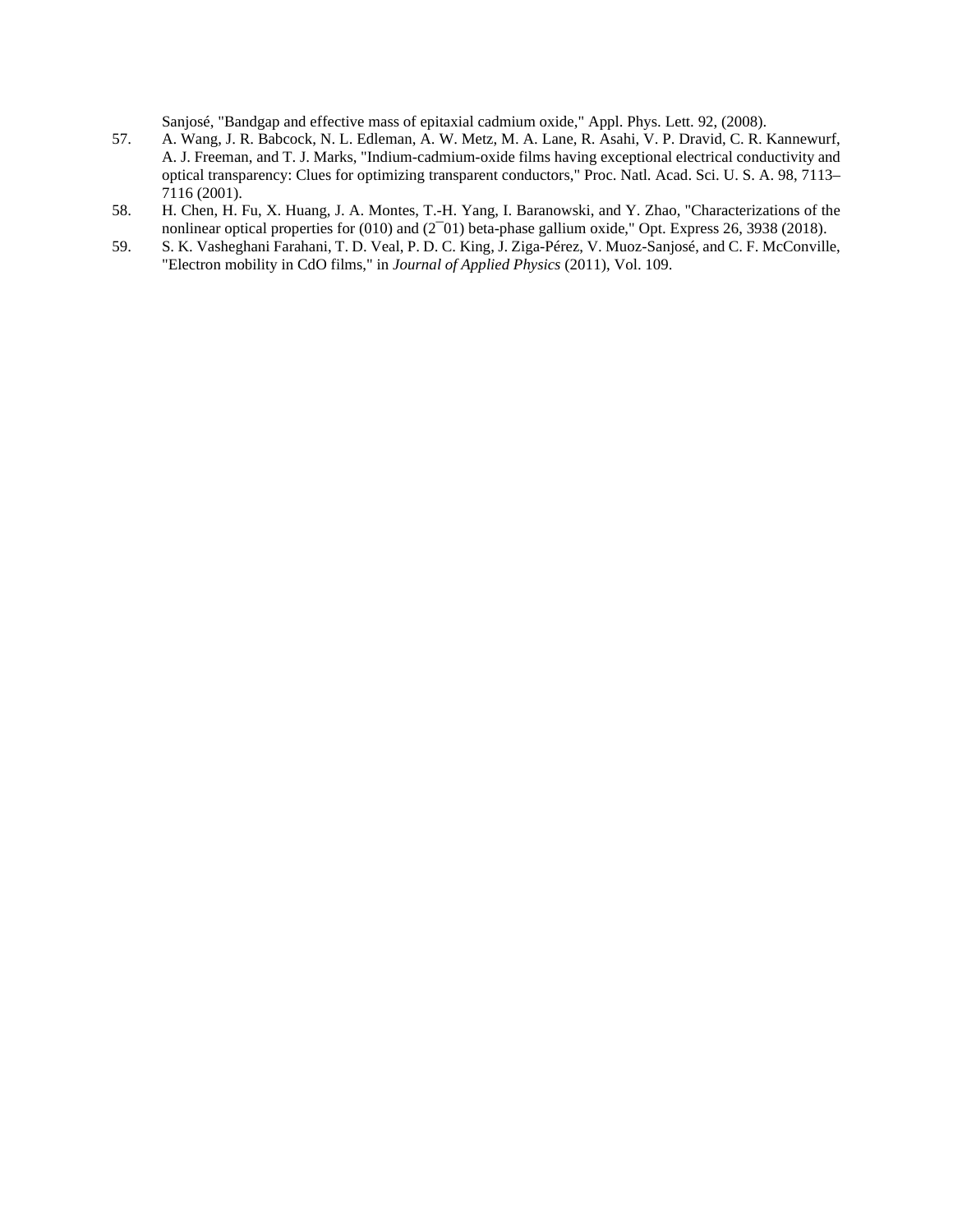Sanjosé, "Bandgap and effective mass of epitaxial cadmium oxide," Appl. Phys. Lett. 92, (2008).

57. A. Wang, J. R. Babcock, N. L. Edleman, A. W. Metz, M. A. Lane, R. Asahi, V. P. Dravid, C. R. Kannewurf, A. J. Freeman, and T. J. Marks, "Indium-cadmium-oxide films having exceptional electrical conductivity and optical transparency: Clues for optimizing transparent conductors," Proc. Natl. Acad. Sci. U. S. A. 98, 7113–7116 (2001).
58. H. Chen, H. Fu, X. Huang, J. A. Montes, T.-H. Yang, I. Baranowski, and Y. Zhao, "Characterizations of the nonlinear optical properties for (010) and (2¯01) beta-phase gallium oxide," Opt. Express 26, 3938 (2018).
59. S. K. Vasheghani Farahani, T. D. Veal, P. D. C. King, J. Ziga-Pérez, V. Muoz-Sanjosé, and C. F. McConville, "Electron mobility in CdO films," in *Journal of Applied Physics* (2011), Vol. 109.